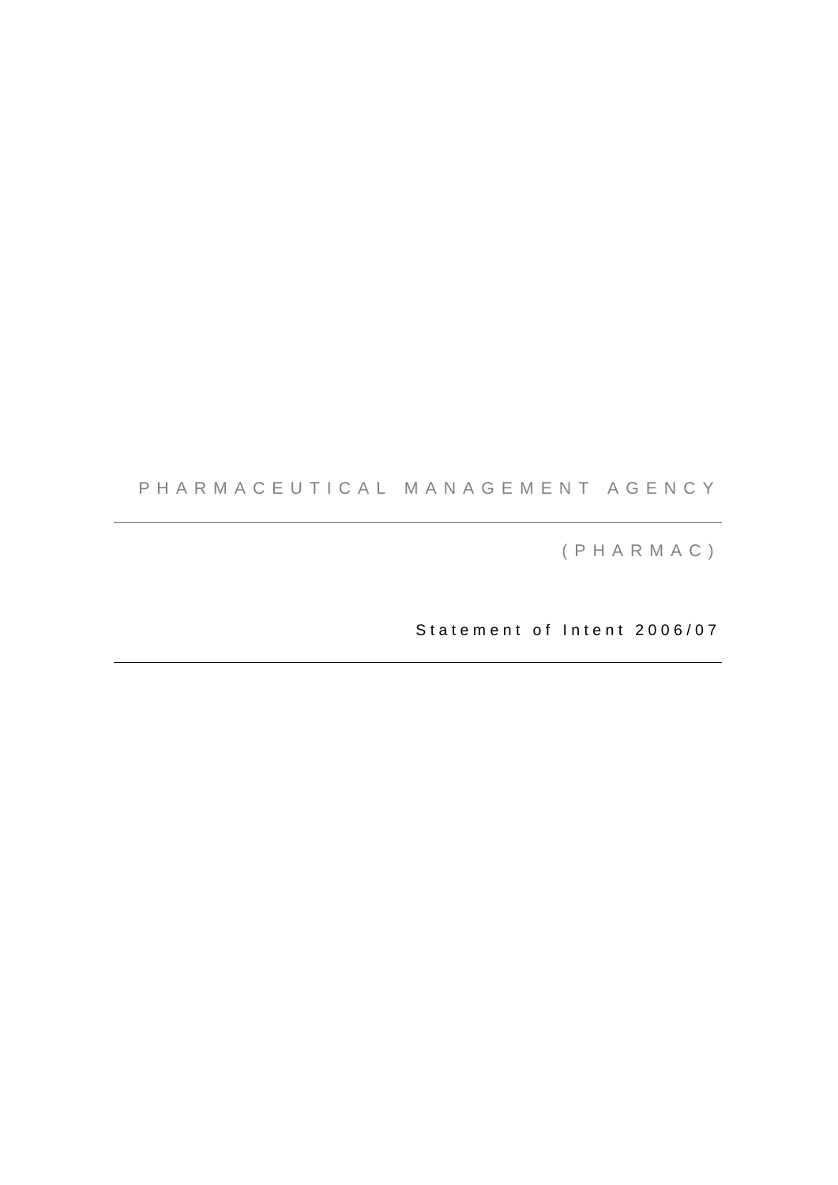# PHARMACEUTICAL MANAGEMENT AGENCY

(PHARMAC)

Statement of Intent 2006/07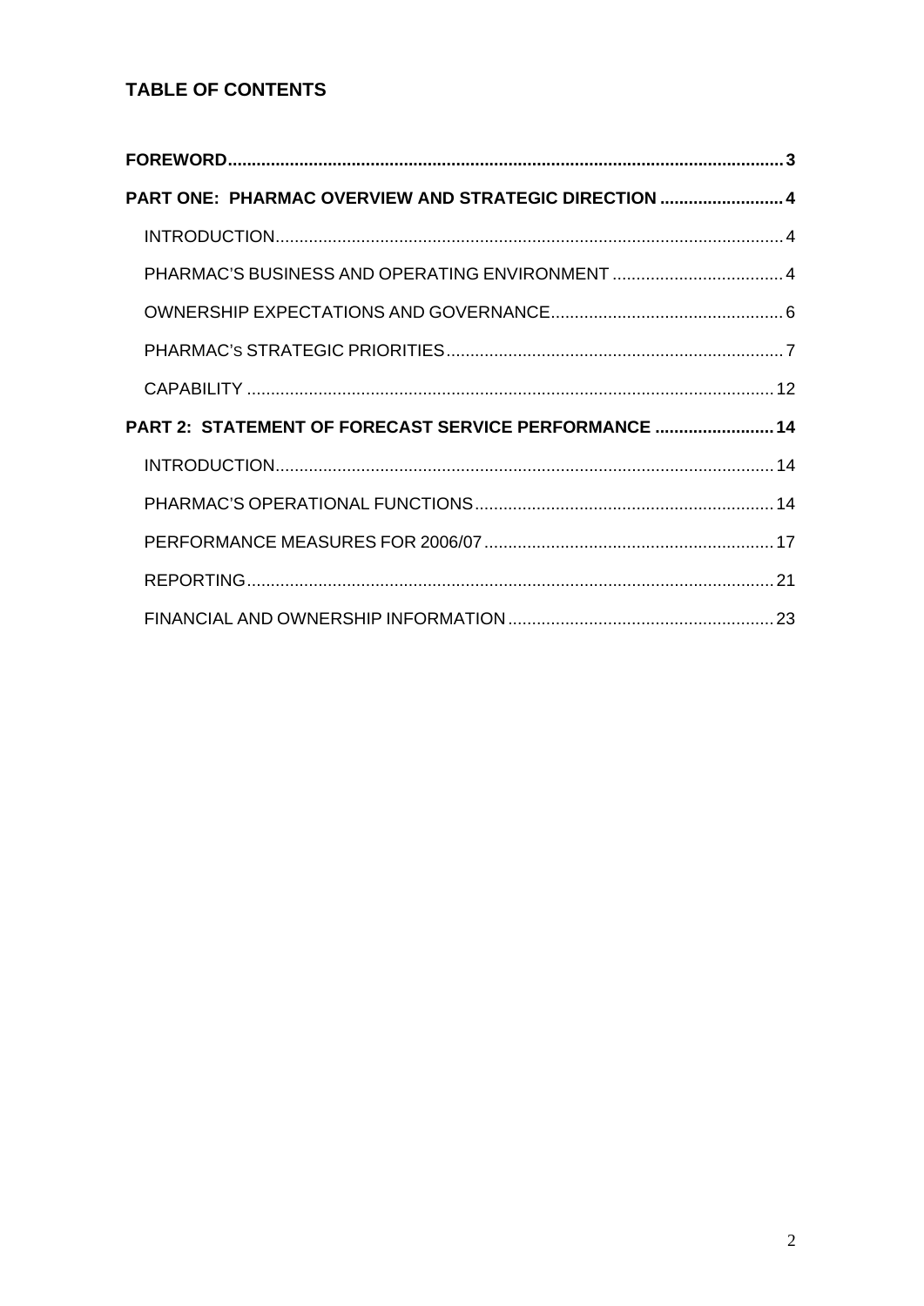## TABLE OF CONTENTS

**FOREWORD** .......... **3**

**PART ONE: PHARMAC OVERVIEW AND STRATEGIC DIRECTION** .......... **4**

- INTRODUCTION .......... 4
- PHARMAC'S BUSINESS AND OPERATING ENVIRONMENT .......... 4
- OWNERSHIP EXPECTATIONS AND GOVERNANCE .......... 6
- PHARMAC'S STRATEGIC PRIORITIES .......... 7
- CAPABILITY .......... 12

**PART 2: STATEMENT OF FORECAST SERVICE PERFORMANCE** .......... **14**

- INTRODUCTION .......... 14
- PHARMAC'S OPERATIONAL FUNCTIONS .......... 14
- PERFORMANCE MEASURES FOR 2006/07 .......... 17
- REPORTING .......... 21
- FINANCIAL AND OWNERSHIP INFORMATION .......... 23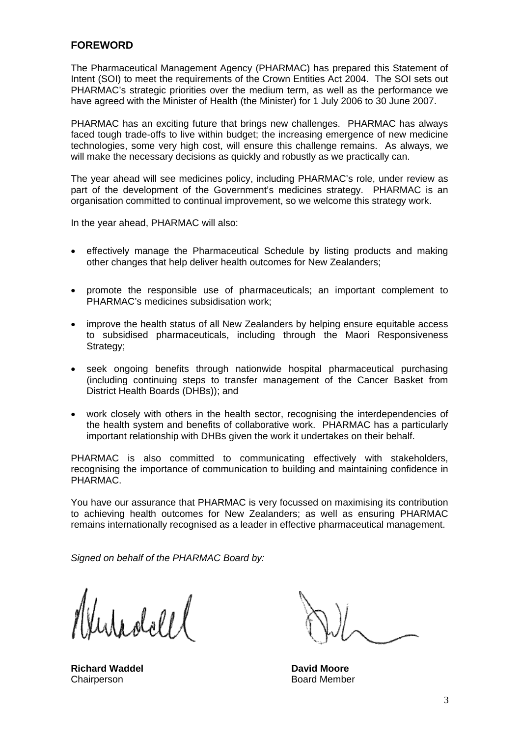## FOREWORD

The Pharmaceutical Management Agency (PHARMAC) has prepared this Statement of Intent (SOI) to meet the requirements of the Crown Entities Act 2004. The SOI sets out PHARMAC's strategic priorities over the medium term, as well as the performance we have agreed with the Minister of Health (the Minister) for 1 July 2006 to 30 June 2007.

PHARMAC has an exciting future that brings new challenges. PHARMAC has always faced tough trade-offs to live within budget; the increasing emergence of new medicine technologies, some very high cost, will ensure this challenge remains. As always, we will make the necessary decisions as quickly and robustly as we practically can.

The year ahead will see medicines policy, including PHARMAC's role, under review as part of the development of the Government's medicines strategy. PHARMAC is an organisation committed to continual improvement, so we welcome this strategy work.

In the year ahead, PHARMAC will also:

- effectively manage the Pharmaceutical Schedule by listing products and making other changes that help deliver health outcomes for New Zealanders;
- promote the responsible use of pharmaceuticals; an important complement to PHARMAC's medicines subsidisation work;
- improve the health status of all New Zealanders by helping ensure equitable access to subsidised pharmaceuticals, including through the Maori Responsiveness Strategy;
- seek ongoing benefits through nationwide hospital pharmaceutical purchasing (including continuing steps to transfer management of the Cancer Basket from District Health Boards (DHBs)); and
- work closely with others in the health sector, recognising the interdependencies of the health system and benefits of collaborative work. PHARMAC has a particularly important relationship with DHBs given the work it undertakes on their behalf.

PHARMAC is also committed to communicating effectively with stakeholders, recognising the importance of communication to building and maintaining confidence in PHARMAC.

You have our assurance that PHARMAC is very focussed on maximising its contribution to achieving health outcomes for New Zealanders; as well as ensuring PHARMAC remains internationally recognised as a leader in effective pharmaceutical management.

*Signed on behalf of the PHARMAC Board by:*

**Richard Waddel**
Chairperson

**David Moore**
Board Member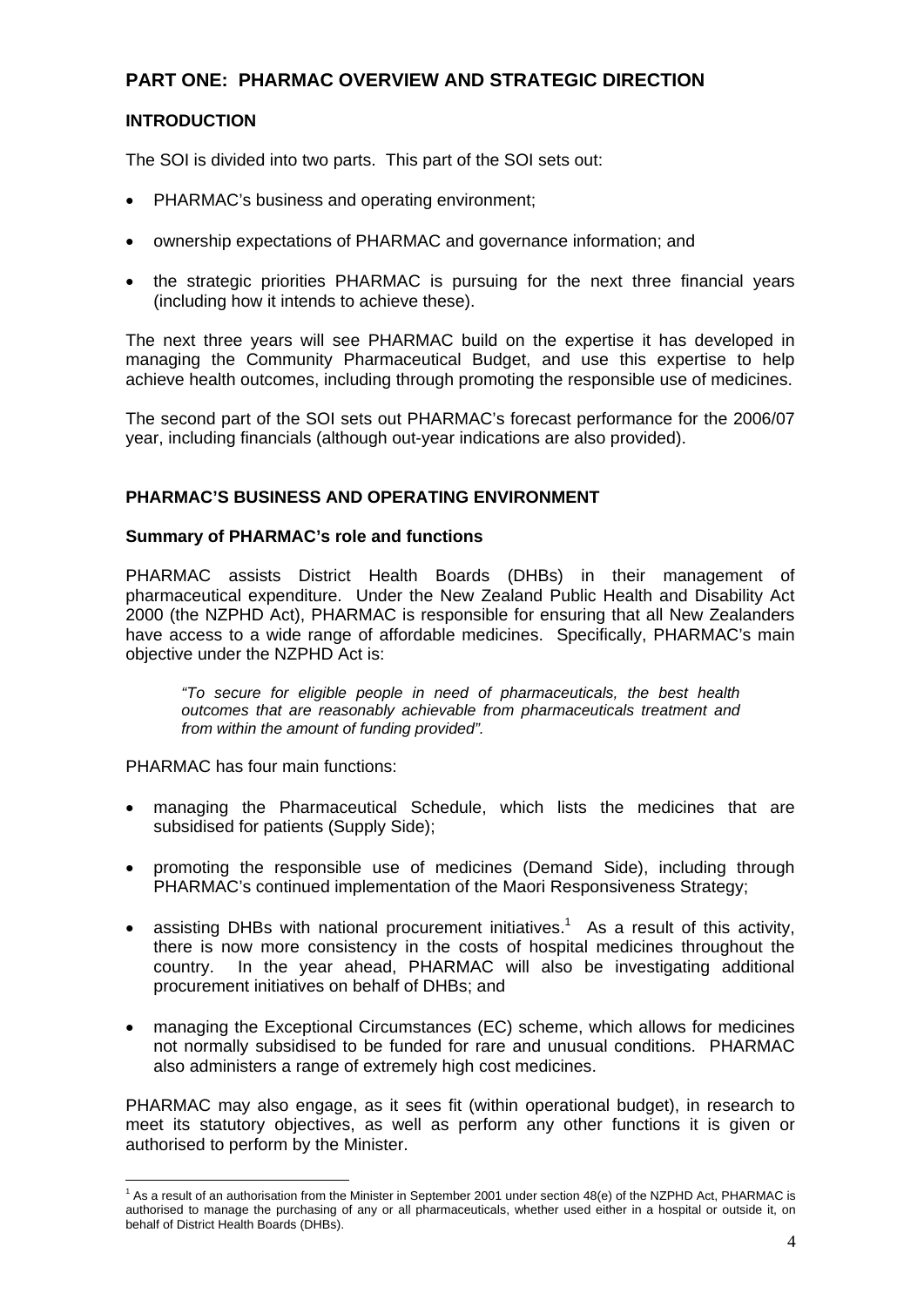## PART ONE: PHARMAC OVERVIEW AND STRATEGIC DIRECTION

### INTRODUCTION

The SOI is divided into two parts. This part of the SOI sets out:

- PHARMAC's business and operating environment;
- ownership expectations of PHARMAC and governance information; and
- the strategic priorities PHARMAC is pursuing for the next three financial years (including how it intends to achieve these).

The next three years will see PHARMAC build on the expertise it has developed in managing the Community Pharmaceutical Budget, and use this expertise to help achieve health outcomes, including through promoting the responsible use of medicines.

The second part of the SOI sets out PHARMAC's forecast performance for the 2006/07 year, including financials (although out-year indications are also provided).

### PHARMAC'S BUSINESS AND OPERATING ENVIRONMENT

#### Summary of PHARMAC's role and functions

PHARMAC assists District Health Boards (DHBs) in their management of pharmaceutical expenditure. Under the New Zealand Public Health and Disability Act 2000 (the NZPHD Act), PHARMAC is responsible for ensuring that all New Zealanders have access to a wide range of affordable medicines. Specifically, PHARMAC's main objective under the NZPHD Act is:

> *"To secure for eligible people in need of pharmaceuticals, the best health outcomes that are reasonably achievable from pharmaceuticals treatment and from within the amount of funding provided".*

PHARMAC has four main functions:

- managing the Pharmaceutical Schedule, which lists the medicines that are subsidised for patients (Supply Side);
- promoting the responsible use of medicines (Demand Side), including through PHARMAC's continued implementation of the Maori Responsiveness Strategy;
- assisting DHBs with national procurement initiatives.[1] As a result of this activity, there is now more consistency in the costs of hospital medicines throughout the country. In the year ahead, PHARMAC will also be investigating additional procurement initiatives on behalf of DHBs; and
- managing the Exceptional Circumstances (EC) scheme, which allows for medicines not normally subsidised to be funded for rare and unusual conditions. PHARMAC also administers a range of extremely high cost medicines.

PHARMAC may also engage, as it sees fit (within operational budget), in research to meet its statutory objectives, as well as perform any other functions it is given or authorised to perform by the Minister.

[1] As a result of an authorisation from the Minister in September 2001 under section 48(e) of the NZPHD Act, PHARMAC is authorised to manage the purchasing of any or all pharmaceuticals, whether used either in a hospital or outside it, on behalf of District Health Boards (DHBs).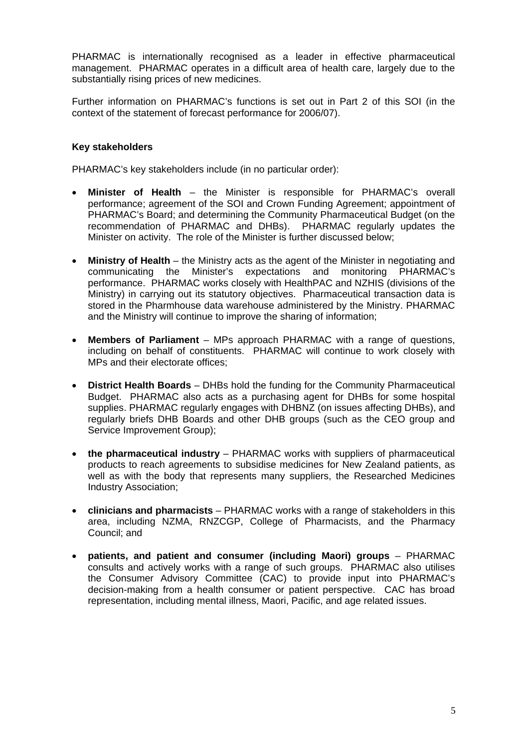PHARMAC is internationally recognised as a leader in effective pharmaceutical management. PHARMAC operates in a difficult area of health care, largely due to the substantially rising prices of new medicines.

Further information on PHARMAC's functions is set out in Part 2 of this SOI (in the context of the statement of forecast performance for 2006/07).

**Key stakeholders**

PHARMAC's key stakeholders include (in no particular order):

- **Minister of Health** – the Minister is responsible for PHARMAC's overall performance; agreement of the SOI and Crown Funding Agreement; appointment of PHARMAC's Board; and determining the Community Pharmaceutical Budget (on the recommendation of PHARMAC and DHBs). PHARMAC regularly updates the Minister on activity. The role of the Minister is further discussed below;

- **Ministry of Health** – the Ministry acts as the agent of the Minister in negotiating and communicating the Minister's expectations and monitoring PHARMAC's performance. PHARMAC works closely with HealthPAC and NZHIS (divisions of the Ministry) in carrying out its statutory objectives. Pharmaceutical transaction data is stored in the Pharmhouse data warehouse administered by the Ministry. PHARMAC and the Ministry will continue to improve the sharing of information;

- **Members of Parliament** – MPs approach PHARMAC with a range of questions, including on behalf of constituents. PHARMAC will continue to work closely with MPs and their electorate offices;

- **District Health Boards** – DHBs hold the funding for the Community Pharmaceutical Budget. PHARMAC also acts as a purchasing agent for DHBs for some hospital supplies. PHARMAC regularly engages with DHBNZ (on issues affecting DHBs), and regularly briefs DHB Boards and other DHB groups (such as the CEO group and Service Improvement Group);

- **the pharmaceutical industry** – PHARMAC works with suppliers of pharmaceutical products to reach agreements to subsidise medicines for New Zealand patients, as well as with the body that represents many suppliers, the Researched Medicines Industry Association;

- **clinicians and pharmacists** – PHARMAC works with a range of stakeholders in this area, including NZMA, RNZCGP, College of Pharmacists, and the Pharmacy Council; and

- **patients, and patient and consumer (including Maori) groups** – PHARMAC consults and actively works with a range of such groups. PHARMAC also utilises the Consumer Advisory Committee (CAC) to provide input into PHARMAC's decision-making from a health consumer or patient perspective. CAC has broad representation, including mental illness, Maori, Pacific, and age related issues.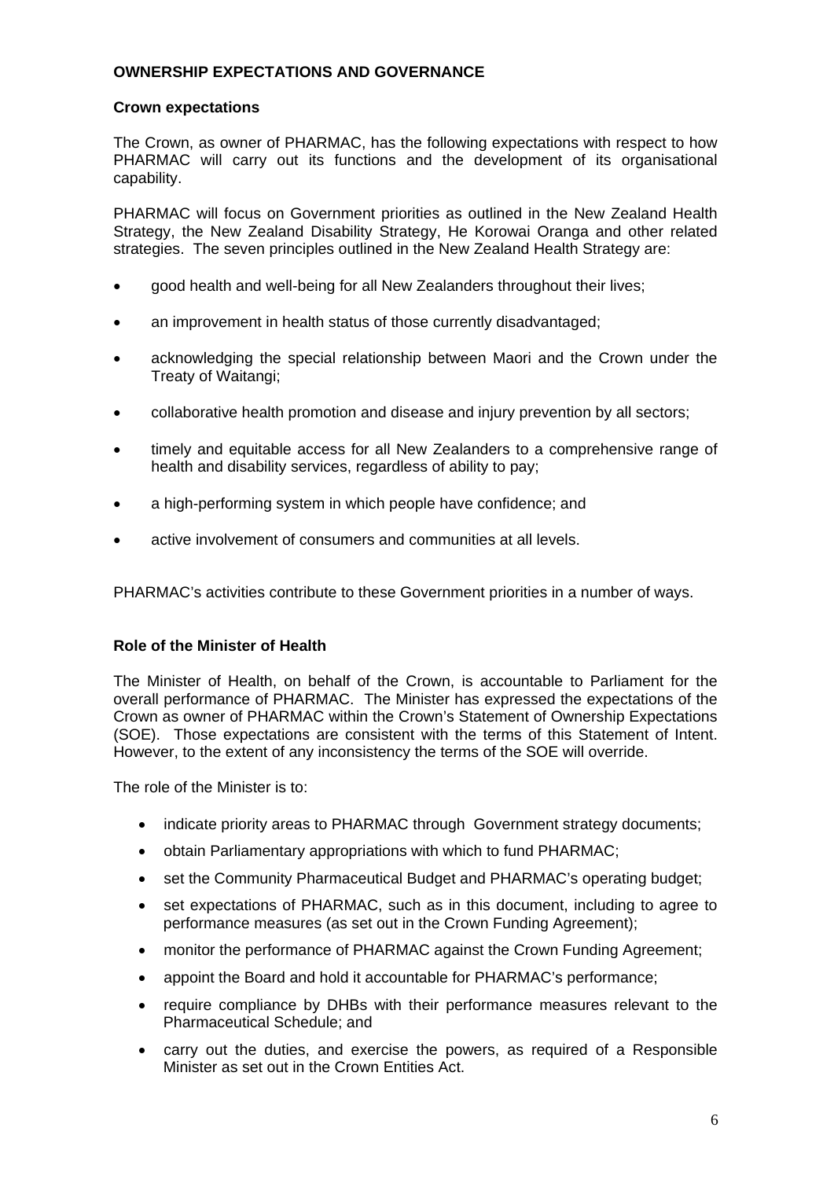## OWNERSHIP EXPECTATIONS AND GOVERNANCE

### Crown expectations

The Crown, as owner of PHARMAC, has the following expectations with respect to how PHARMAC will carry out its functions and the development of its organisational capability.

PHARMAC will focus on Government priorities as outlined in the New Zealand Health Strategy, the New Zealand Disability Strategy, He Korowai Oranga and other related strategies. The seven principles outlined in the New Zealand Health Strategy are:

- good health and well-being for all New Zealanders throughout their lives;
- an improvement in health status of those currently disadvantaged;
- acknowledging the special relationship between Maori and the Crown under the Treaty of Waitangi;
- collaborative health promotion and disease and injury prevention by all sectors;
- timely and equitable access for all New Zealanders to a comprehensive range of health and disability services, regardless of ability to pay;
- a high-performing system in which people have confidence; and
- active involvement of consumers and communities at all levels.

PHARMAC's activities contribute to these Government priorities in a number of ways.

### Role of the Minister of Health

The Minister of Health, on behalf of the Crown, is accountable to Parliament for the overall performance of PHARMAC. The Minister has expressed the expectations of the Crown as owner of PHARMAC within the Crown's Statement of Ownership Expectations (SOE). Those expectations are consistent with the terms of this Statement of Intent. However, to the extent of any inconsistency the terms of the SOE will override.

The role of the Minister is to:

- indicate priority areas to PHARMAC through Government strategy documents;
- obtain Parliamentary appropriations with which to fund PHARMAC;
- set the Community Pharmaceutical Budget and PHARMAC's operating budget;
- set expectations of PHARMAC, such as in this document, including to agree to performance measures (as set out in the Crown Funding Agreement);
- monitor the performance of PHARMAC against the Crown Funding Agreement;
- appoint the Board and hold it accountable for PHARMAC's performance;
- require compliance by DHBs with their performance measures relevant to the Pharmaceutical Schedule; and
- carry out the duties, and exercise the powers, as required of a Responsible Minister as set out in the Crown Entities Act.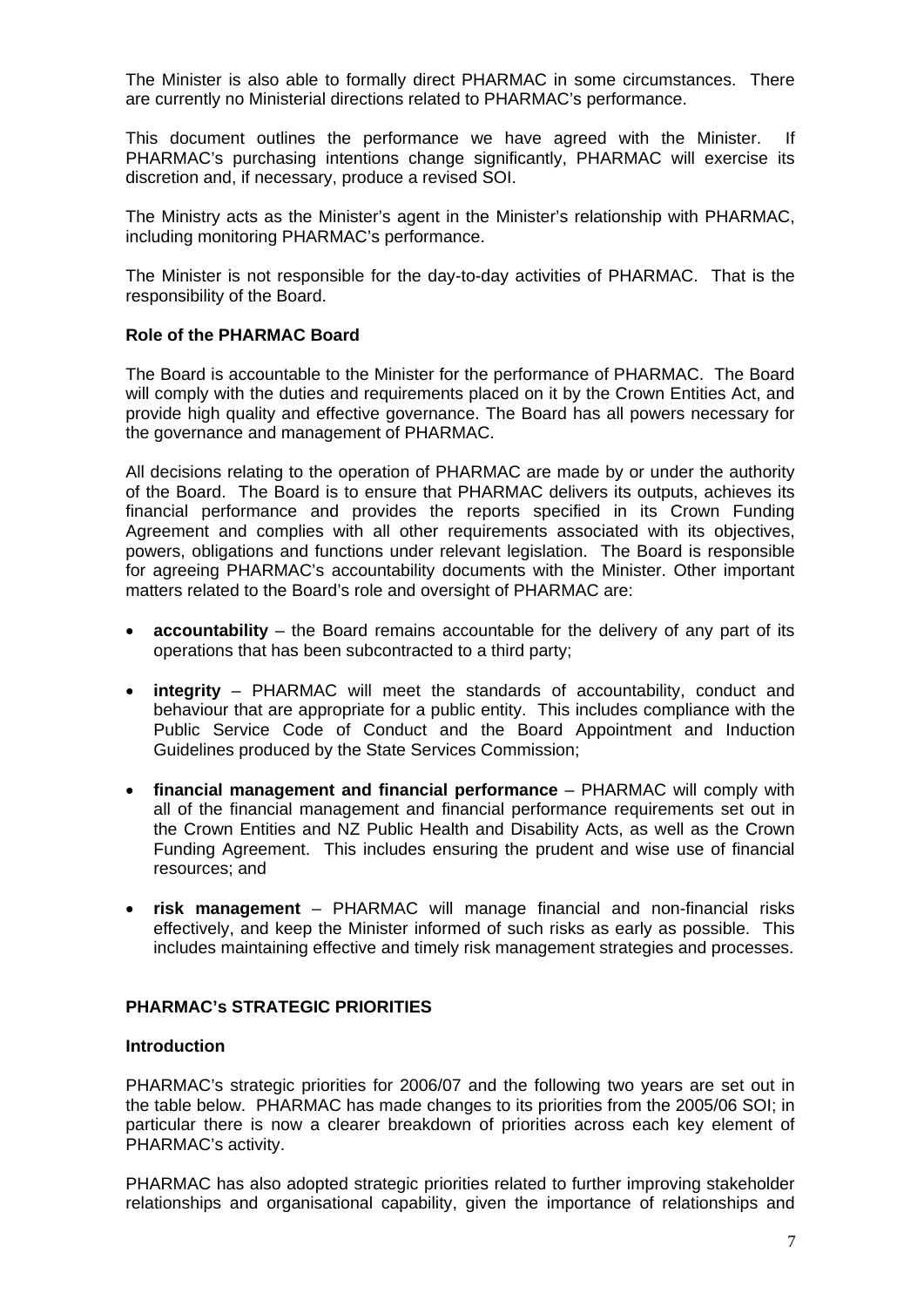The Minister is also able to formally direct PHARMAC in some circumstances. There are currently no Ministerial directions related to PHARMAC's performance.

This document outlines the performance we have agreed with the Minister. If PHARMAC's purchasing intentions change significantly, PHARMAC will exercise its discretion and, if necessary, produce a revised SOI.

The Ministry acts as the Minister's agent in the Minister's relationship with PHARMAC, including monitoring PHARMAC's performance.

The Minister is not responsible for the day-to-day activities of PHARMAC. That is the responsibility of the Board.

### Role of the PHARMAC Board

The Board is accountable to the Minister for the performance of PHARMAC. The Board will comply with the duties and requirements placed on it by the Crown Entities Act, and provide high quality and effective governance. The Board has all powers necessary for the governance and management of PHARMAC.

All decisions relating to the operation of PHARMAC are made by or under the authority of the Board. The Board is to ensure that PHARMAC delivers its outputs, achieves its financial performance and provides the reports specified in its Crown Funding Agreement and complies with all other requirements associated with its objectives, powers, obligations and functions under relevant legislation. The Board is responsible for agreeing PHARMAC's accountability documents with the Minister. Other important matters related to the Board's role and oversight of PHARMAC are:

- **accountability** – the Board remains accountable for the delivery of any part of its operations that has been subcontracted to a third party;
- **integrity** – PHARMAC will meet the standards of accountability, conduct and behaviour that are appropriate for a public entity. This includes compliance with the Public Service Code of Conduct and the Board Appointment and Induction Guidelines produced by the State Services Commission;
- **financial management and financial performance** – PHARMAC will comply with all of the financial management and financial performance requirements set out in the Crown Entities and NZ Public Health and Disability Acts, as well as the Crown Funding Agreement. This includes ensuring the prudent and wise use of financial resources; and
- **risk management** – PHARMAC will manage financial and non-financial risks effectively, and keep the Minister informed of such risks as early as possible. This includes maintaining effective and timely risk management strategies and processes.

## PHARMAC's STRATEGIC PRIORITIES

### Introduction

PHARMAC's strategic priorities for 2006/07 and the following two years are set out in the table below. PHARMAC has made changes to its priorities from the 2005/06 SOI; in particular there is now a clearer breakdown of priorities across each key element of PHARMAC's activity.

PHARMAC has also adopted strategic priorities related to further improving stakeholder relationships and organisational capability, given the importance of relationships and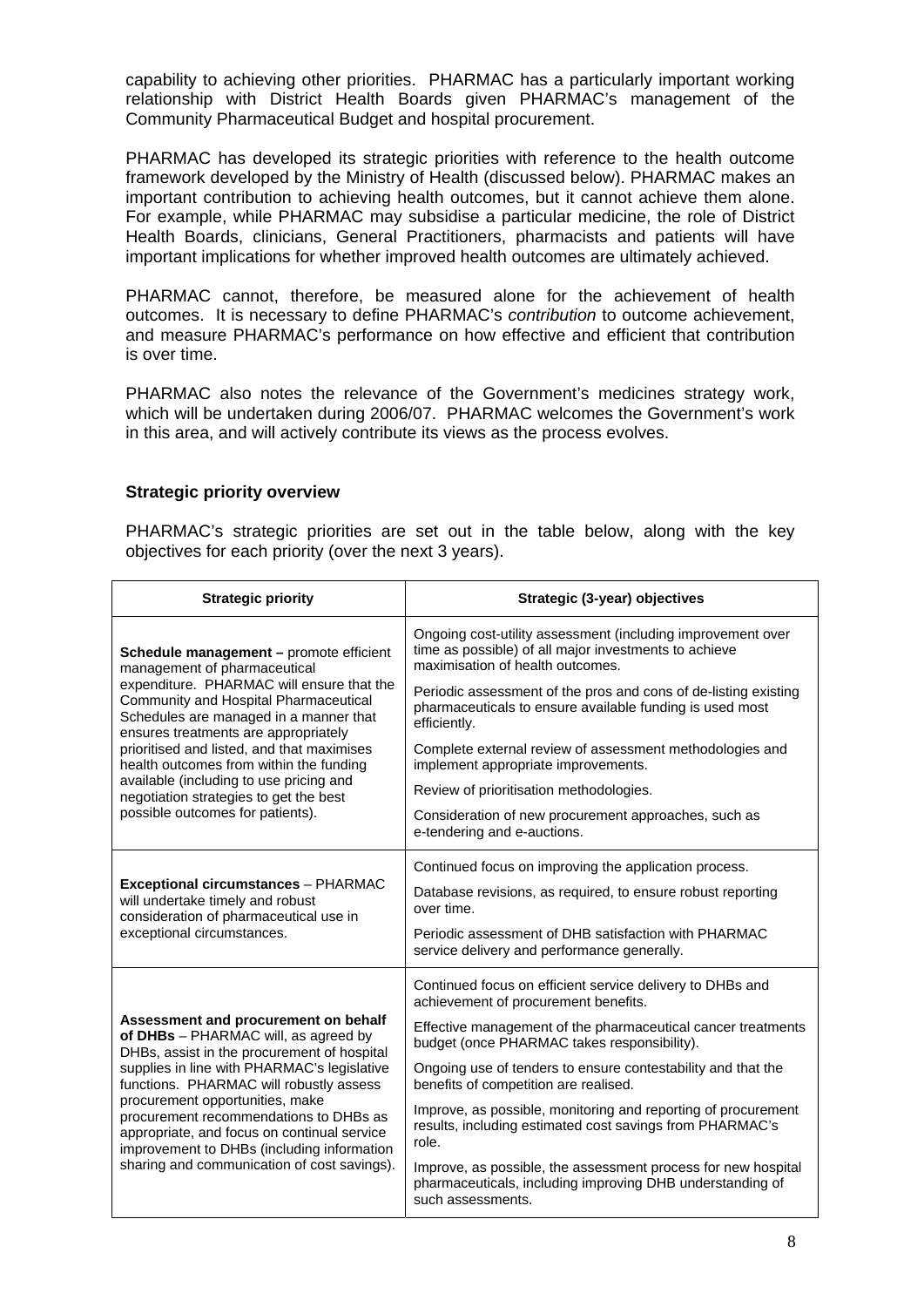capability to achieving other priorities. PHARMAC has a particularly important working relationship with District Health Boards given PHARMAC's management of the Community Pharmaceutical Budget and hospital procurement.

PHARMAC has developed its strategic priorities with reference to the health outcome framework developed by the Ministry of Health (discussed below). PHARMAC makes an important contribution to achieving health outcomes, but it cannot achieve them alone. For example, while PHARMAC may subsidise a particular medicine, the role of District Health Boards, clinicians, General Practitioners, pharmacists and patients will have important implications for whether improved health outcomes are ultimately achieved.

PHARMAC cannot, therefore, be measured alone for the achievement of health outcomes. It is necessary to define PHARMAC's *contribution* to outcome achievement, and measure PHARMAC's performance on how effective and efficient that contribution is over time.

PHARMAC also notes the relevance of the Government's medicines strategy work, which will be undertaken during 2006/07. PHARMAC welcomes the Government's work in this area, and will actively contribute its views as the process evolves.

### Strategic priority overview

PHARMAC's strategic priorities are set out in the table below, along with the key objectives for each priority (over the next 3 years).

| Strategic priority | Strategic (3-year) objectives |
|---|---|
| **Schedule management –** promote efficient management of pharmaceutical expenditure. PHARMAC will ensure that the Community and Hospital Pharmaceutical Schedules are managed in a manner that ensures treatments are appropriately prioritised and listed, and that maximises health outcomes from within the funding available (including to use pricing and negotiation strategies to get the best possible outcomes for patients). | Ongoing cost-utility assessment (including improvement over time as possible) of all major investments to achieve maximisation of health outcomes.<br>Periodic assessment of the pros and cons of de-listing existing pharmaceuticals to ensure available funding is used most efficiently.<br>Complete external review of assessment methodologies and implement appropriate improvements.<br>Review of prioritisation methodologies.<br>Consideration of new procurement approaches, such as e-tendering and e-auctions. |
| **Exceptional circumstances** – PHARMAC will undertake timely and robust consideration of pharmaceutical use in exceptional circumstances. | Continued focus on improving the application process.<br>Database revisions, as required, to ensure robust reporting over time.<br>Periodic assessment of DHB satisfaction with PHARMAC service delivery and performance generally. |
| **Assessment and procurement on behalf of DHBs** – PHARMAC will, as agreed by DHBs, assist in the procurement of hospital supplies in line with PHARMAC's legislative functions. PHARMAC will robustly assess procurement opportunities, make procurement recommendations to DHBs as appropriate, and focus on continual service improvement to DHBs (including information sharing and communication of cost savings). | Continued focus on efficient service delivery to DHBs and achievement of procurement benefits.<br>Effective management of the pharmaceutical cancer treatments budget (once PHARMAC takes responsibility).<br>Ongoing use of tenders to ensure contestability and that the benefits of competition are realised.<br>Improve, as possible, monitoring and reporting of procurement results, including estimated cost savings from PHARMAC's role.<br>Improve, as possible, the assessment process for new hospital pharmaceuticals, including improving DHB understanding of such assessments. |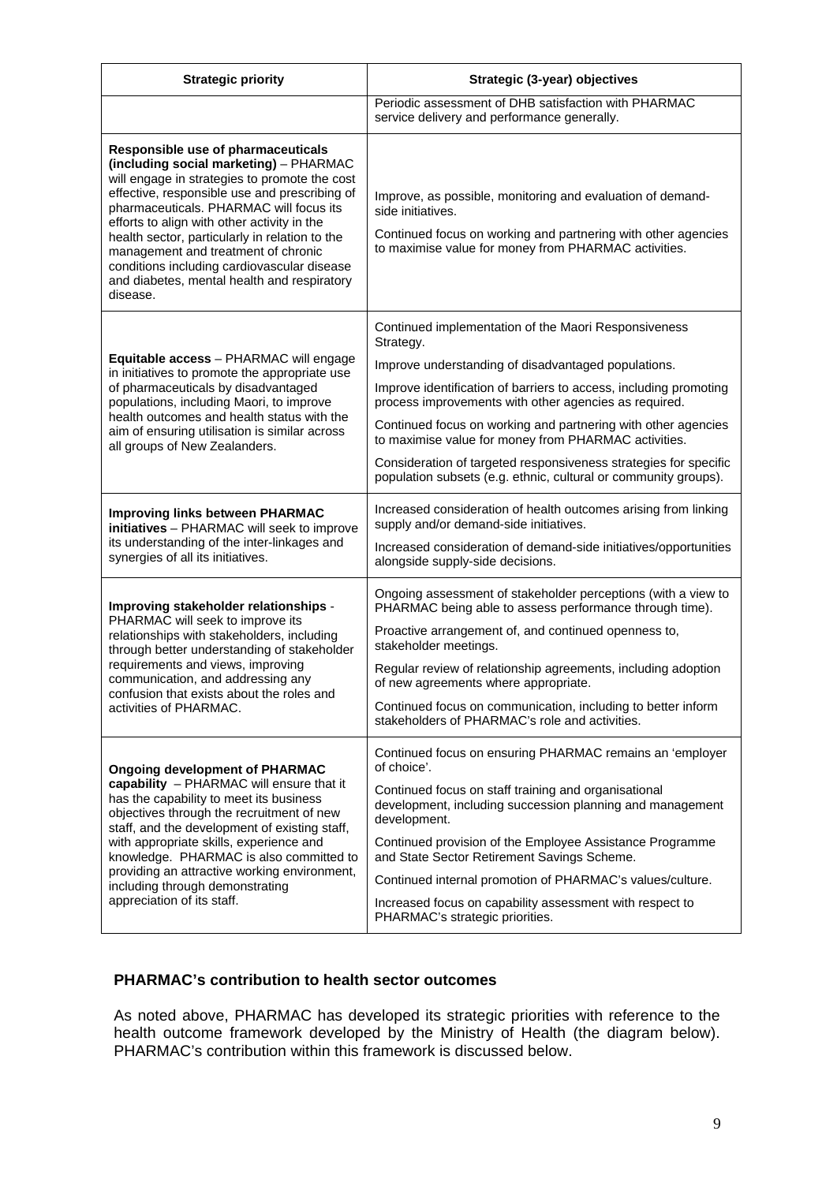| Strategic priority | Strategic (3-year) objectives |
|---|---|
| | Periodic assessment of DHB satisfaction with PHARMAC service delivery and performance generally. |
| **Responsible use of pharmaceuticals (including social marketing)** – PHARMAC will engage in strategies to promote the cost effective, responsible use and prescribing of pharmaceuticals. PHARMAC will focus its efforts to align with other activity in the health sector, particularly in relation to the management and treatment of chronic conditions including cardiovascular disease and diabetes, mental health and respiratory disease. | Improve, as possible, monitoring and evaluation of demand-side initiatives.<br><br>Continued focus on working and partnering with other agencies to maximise value for money from PHARMAC activities. |
| **Equitable access** – PHARMAC will engage in initiatives to promote the appropriate use of pharmaceuticals by disadvantaged populations, including Maori, to improve health outcomes and health status with the aim of ensuring utilisation is similar across all groups of New Zealanders. | Continued implementation of the Maori Responsiveness Strategy.<br><br>Improve understanding of disadvantaged populations.<br><br>Improve identification of barriers to access, including promoting process improvements with other agencies as required.<br><br>Continued focus on working and partnering with other agencies to maximise value for money from PHARMAC activities.<br><br>Consideration of targeted responsiveness strategies for specific population subsets (e.g. ethnic, cultural or community groups). |
| **Improving links between PHARMAC initiatives** – PHARMAC will seek to improve its understanding of the inter-linkages and synergies of all its initiatives. | Increased consideration of health outcomes arising from linking supply and/or demand-side initiatives.<br><br>Increased consideration of demand-side initiatives/opportunities alongside supply-side decisions. |
| **Improving stakeholder relationships** - PHARMAC will seek to improve its relationships with stakeholders, including through better understanding of stakeholder requirements and views, improving communication, and addressing any confusion that exists about the roles and activities of PHARMAC. | Ongoing assessment of stakeholder perceptions (with a view to PHARMAC being able to assess performance through time).<br><br>Proactive arrangement of, and continued openness to, stakeholder meetings.<br><br>Regular review of relationship agreements, including adoption of new agreements where appropriate.<br><br>Continued focus on communication, including to better inform stakeholders of PHARMAC's role and activities. |
| **Ongoing development of PHARMAC capability** – PHARMAC will ensure that it has the capability to meet its business objectives through the recruitment of new staff, and the development of existing staff, with appropriate skills, experience and knowledge. PHARMAC is also committed to providing an attractive working environment, including through demonstrating appreciation of its staff. | Continued focus on ensuring PHARMAC remains an 'employer of choice'.<br><br>Continued focus on staff training and organisational development, including succession planning and management development.<br><br>Continued provision of the Employee Assistance Programme and State Sector Retirement Savings Scheme.<br><br>Continued internal promotion of PHARMAC's values/culture.<br><br>Increased focus on capability assessment with respect to PHARMAC's strategic priorities. |

### PHARMAC's contribution to health sector outcomes

As noted above, PHARMAC has developed its strategic priorities with reference to the health outcome framework developed by the Ministry of Health (the diagram below). PHARMAC's contribution within this framework is discussed below.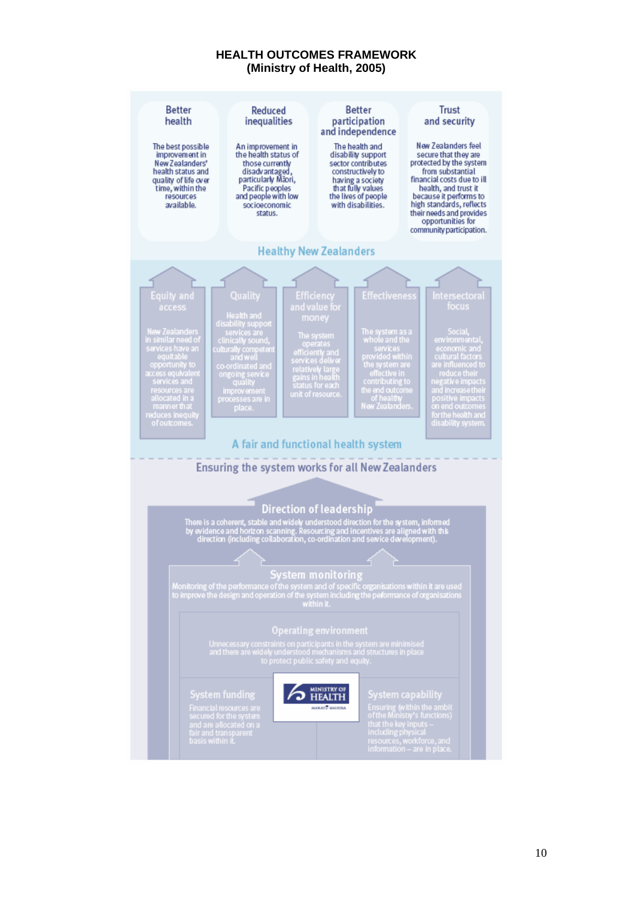**HEALTH OUTCOMES FRAMEWORK**
**(Ministry of Health, 2005)**

### Better health

The best possible improvement in New Zealanders' health status and quality of life over time, within the resources available.

### Reduced inequalities

An improvement in the health status of those currently disadvantaged, particularly Māori, Pacific peoples and people with low socioeconomic status.

### Better participation and independence

The health and disability support sector contributes constructively to having a society that fully values the lives of people with disabilities.

### Trust and security

New Zealanders feel secure that they are protected by the system from substantial financial costs due to ill health, and trust it because it performs to high standards, reflects their needs and provides opportunities for community participation.

## Healthy New Zealanders

### Equity and access

New Zealanders in similar need of services have an equitable opportunity to access equivalent services and resources are allocated in a manner that reduces inequity of outcomes.

### Quality

Health and disability support services are clinically sound, culturally competent and well co-ordinated and ongoing service quality improvement processes are in place.

### Efficiency and value for money

The system operates efficiently and services deliver relatively large gains in health status for each unit of resource.

### Effectiveness

The system as a whole and the services provided within the system are effective in contributing to the end outcome of healthy New Zealanders.

### Intersectoral focus

Social, environmental, economic and cultural factors are influenced to reduce their negative impacts and increase their positive impacts on end outcomes for the health and disability system.

## A fair and functional health system

## Ensuring the system works for all New Zealanders

### Direction of leadership

There is a coherent, stable and widely understood direction for the system, informed by evidence and horizon scanning. Resourcing and incentives are aligned with this direction (including collaboration, co-ordination and service development).

### System monitoring

Monitoring of the performance of the system and of specific organisations within it are used to improve the design and operation of the system including the performance of organisations within it.

### Operating environment

Unnecessary constraints on participants in the system are minimised and there are widely understood mechanisms and structures in place to protect public safety and equity.

### System funding

Financial resources are secured for the system and are allocated on a fair and transparent basis within it.

MINISTRY OF HEALTH
MANATŪ HAUORA

### System capability

Ensuring (within the ambit of the Ministry's functions) that the key inputs – including physical resources, workforce, and information – are in place.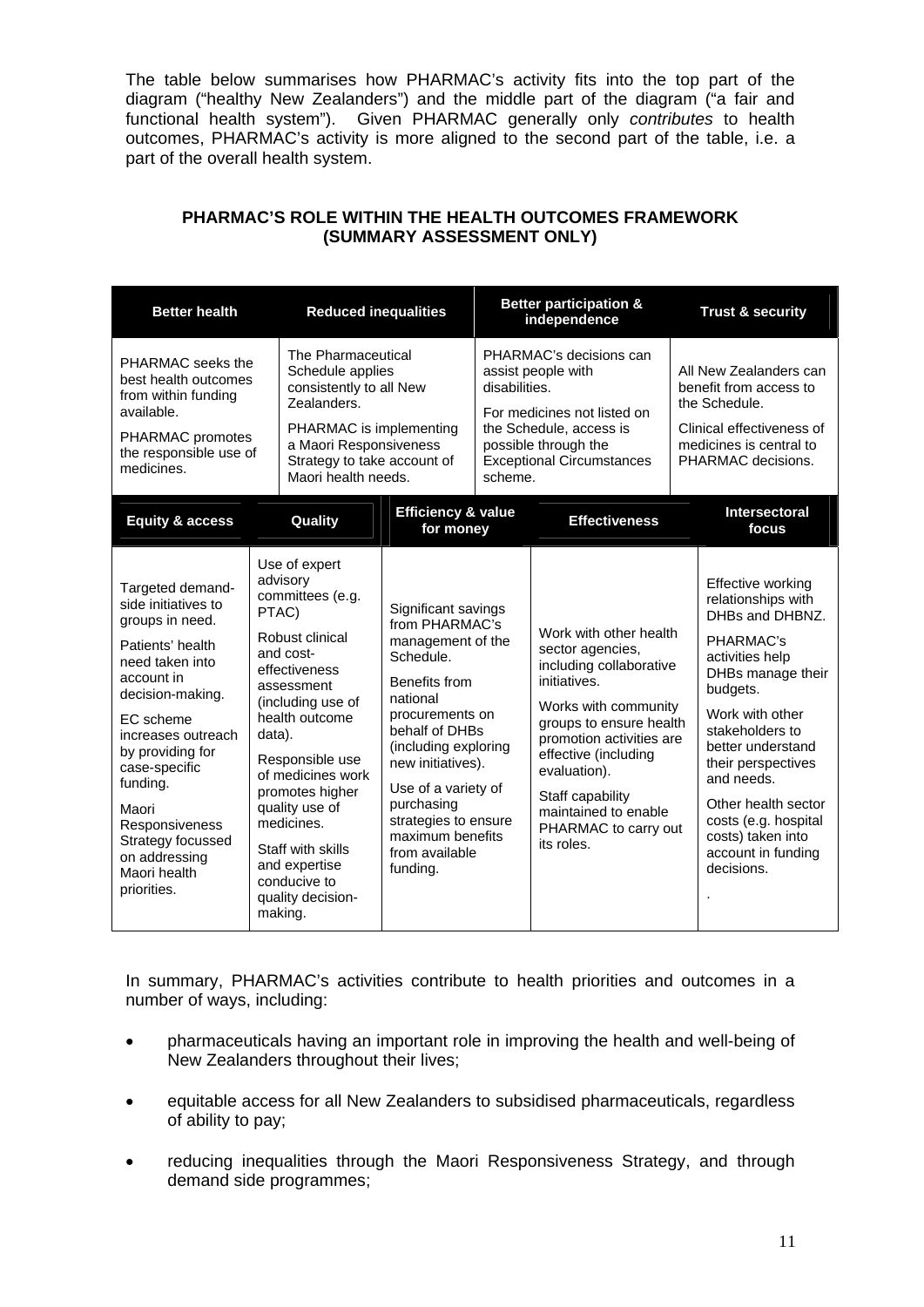The table below summarises how PHARMAC's activity fits into the top part of the diagram ("healthy New Zealanders") and the middle part of the diagram ("a fair and functional health system"). Given PHARMAC generally only *contributes* to health outcomes, PHARMAC's activity is more aligned to the second part of the table, i.e. a part of the overall health system.

**PHARMAC'S ROLE WITHIN THE HEALTH OUTCOMES FRAMEWORK (SUMMARY ASSESSMENT ONLY)**

| Better health | Reduced inequalities | Better participation & independence | Trust & security |
|---|---|---|---|
| PHARMAC seeks the best health outcomes from within funding available.<br><br>PHARMAC promotes the responsible use of medicines. | The Pharmaceutical Schedule applies consistently to all New Zealanders.<br><br>PHARMAC is implementing a Maori Responsiveness Strategy to take account of Maori health needs. | PHARMAC's decisions can assist people with disabilities.<br><br>For medicines not listed on the Schedule, access is possible through the Exceptional Circumstances scheme. | All New Zealanders can benefit from access to the Schedule.<br><br>Clinical effectiveness of medicines is central to PHARMAC decisions. |

| Equity & access | Quality | Efficiency & value for money | Effectiveness | Intersectoral focus |
|---|---|---|---|---|
| Targeted demand-side initiatives to groups in need.<br><br>Patients' health need taken into account in decision-making.<br><br>EC scheme increases outreach by providing for case-specific funding.<br><br>Maori Responsiveness Strategy focussed on addressing Maori health priorities. | Use of expert advisory committees (e.g. PTAC)<br><br>Robust clinical and cost-effectiveness assessment (including use of health outcome data).<br><br>Responsible use of medicines work promotes higher quality use of medicines.<br><br>Staff with skills and expertise conducive to quality decision-making. | Significant savings from PHARMAC's management of the Schedule.<br><br>Benefits from national procurements on behalf of DHBs (including exploring new initiatives).<br><br>Use of a variety of purchasing strategies to ensure maximum benefits from available funding. | Work with other health sector agencies, including collaborative initiatives.<br><br>Works with community groups to ensure health promotion activities are effective (including evaluation).<br><br>Staff capability maintained to enable PHARMAC to carry out its roles. | Effective working relationships with DHBs and DHBNZ.<br><br>PHARMAC's activities help DHBs manage their budgets.<br><br>Work with other stakeholders to better understand their perspectives and needs.<br><br>Other health sector costs (e.g. hospital costs) taken into account in funding decisions.<br><br>. |

In summary, PHARMAC's activities contribute to health priorities and outcomes in a number of ways, including:

- pharmaceuticals having an important role in improving the health and well-being of New Zealanders throughout their lives;
- equitable access for all New Zealanders to subsidised pharmaceuticals, regardless of ability to pay;
- reducing inequalities through the Maori Responsiveness Strategy, and through demand side programmes;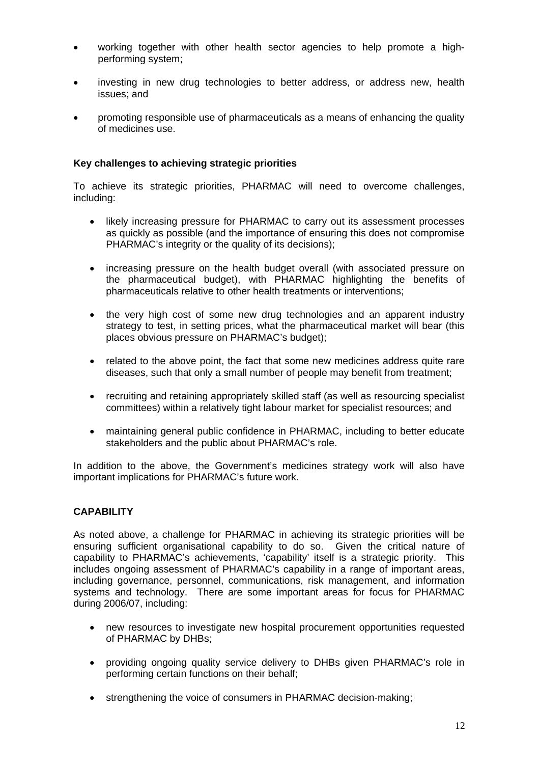- working together with other health sector agencies to help promote a high-performing system;
- investing in new drug technologies to better address, or address new, health issues; and
- promoting responsible use of pharmaceuticals as a means of enhancing the quality of medicines use.

**Key challenges to achieving strategic priorities**

To achieve its strategic priorities, PHARMAC will need to overcome challenges, including:

- likely increasing pressure for PHARMAC to carry out its assessment processes as quickly as possible (and the importance of ensuring this does not compromise PHARMAC's integrity or the quality of its decisions);
- increasing pressure on the health budget overall (with associated pressure on the pharmaceutical budget), with PHARMAC highlighting the benefits of pharmaceuticals relative to other health treatments or interventions;
- the very high cost of some new drug technologies and an apparent industry strategy to test, in setting prices, what the pharmaceutical market will bear (this places obvious pressure on PHARMAC's budget);
- related to the above point, the fact that some new medicines address quite rare diseases, such that only a small number of people may benefit from treatment;
- recruiting and retaining appropriately skilled staff (as well as resourcing specialist committees) within a relatively tight labour market for specialist resources; and
- maintaining general public confidence in PHARMAC, including to better educate stakeholders and the public about PHARMAC's role.

In addition to the above, the Government's medicines strategy work will also have important implications for PHARMAC's future work.

**CAPABILITY**

As noted above, a challenge for PHARMAC in achieving its strategic priorities will be ensuring sufficient organisational capability to do so. Given the critical nature of capability to PHARMAC's achievements, 'capability' itself is a strategic priority. This includes ongoing assessment of PHARMAC's capability in a range of important areas, including governance, personnel, communications, risk management, and information systems and technology. There are some important areas for focus for PHARMAC during 2006/07, including:

- new resources to investigate new hospital procurement opportunities requested of PHARMAC by DHBs;
- providing ongoing quality service delivery to DHBs given PHARMAC's role in performing certain functions on their behalf;
- strengthening the voice of consumers in PHARMAC decision-making;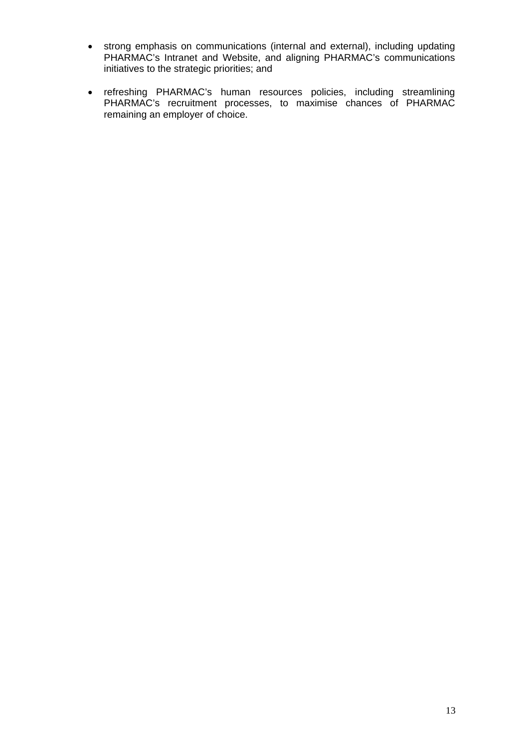- strong emphasis on communications (internal and external), including updating PHARMAC's Intranet and Website, and aligning PHARMAC's communications initiatives to the strategic priorities; and

- refreshing PHARMAC's human resources policies, including streamlining PHARMAC's recruitment processes, to maximise chances of PHARMAC remaining an employer of choice.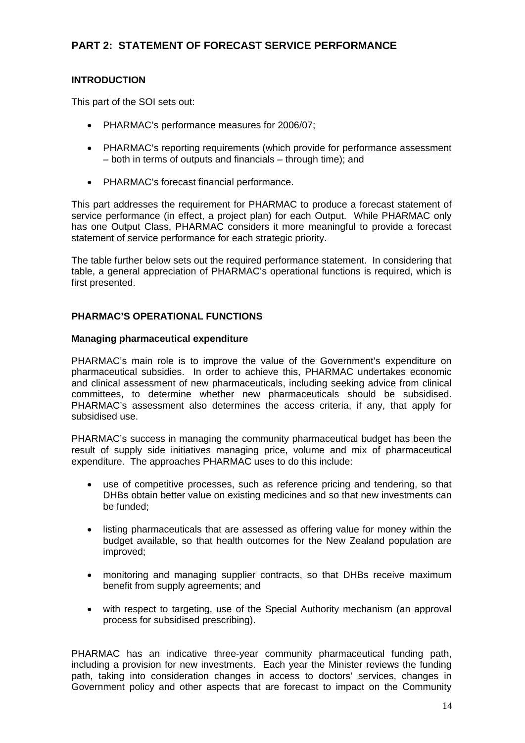## PART 2: STATEMENT OF FORECAST SERVICE PERFORMANCE

### INTRODUCTION

This part of the SOI sets out:

- PHARMAC's performance measures for 2006/07;
- PHARMAC's reporting requirements (which provide for performance assessment – both in terms of outputs and financials – through time); and
- PHARMAC's forecast financial performance.

This part addresses the requirement for PHARMAC to produce a forecast statement of service performance (in effect, a project plan) for each Output. While PHARMAC only has one Output Class, PHARMAC considers it more meaningful to provide a forecast statement of service performance for each strategic priority.

The table further below sets out the required performance statement. In considering that table, a general appreciation of PHARMAC's operational functions is required, which is first presented.

### PHARMAC'S OPERATIONAL FUNCTIONS

#### Managing pharmaceutical expenditure

PHARMAC's main role is to improve the value of the Government's expenditure on pharmaceutical subsidies. In order to achieve this, PHARMAC undertakes economic and clinical assessment of new pharmaceuticals, including seeking advice from clinical committees, to determine whether new pharmaceuticals should be subsidised. PHARMAC's assessment also determines the access criteria, if any, that apply for subsidised use.

PHARMAC's success in managing the community pharmaceutical budget has been the result of supply side initiatives managing price, volume and mix of pharmaceutical expenditure. The approaches PHARMAC uses to do this include:

- use of competitive processes, such as reference pricing and tendering, so that DHBs obtain better value on existing medicines and so that new investments can be funded;
- listing pharmaceuticals that are assessed as offering value for money within the budget available, so that health outcomes for the New Zealand population are improved;
- monitoring and managing supplier contracts, so that DHBs receive maximum benefit from supply agreements; and
- with respect to targeting, use of the Special Authority mechanism (an approval process for subsidised prescribing).

PHARMAC has an indicative three-year community pharmaceutical funding path, including a provision for new investments. Each year the Minister reviews the funding path, taking into consideration changes in access to doctors' services, changes in Government policy and other aspects that are forecast to impact on the Community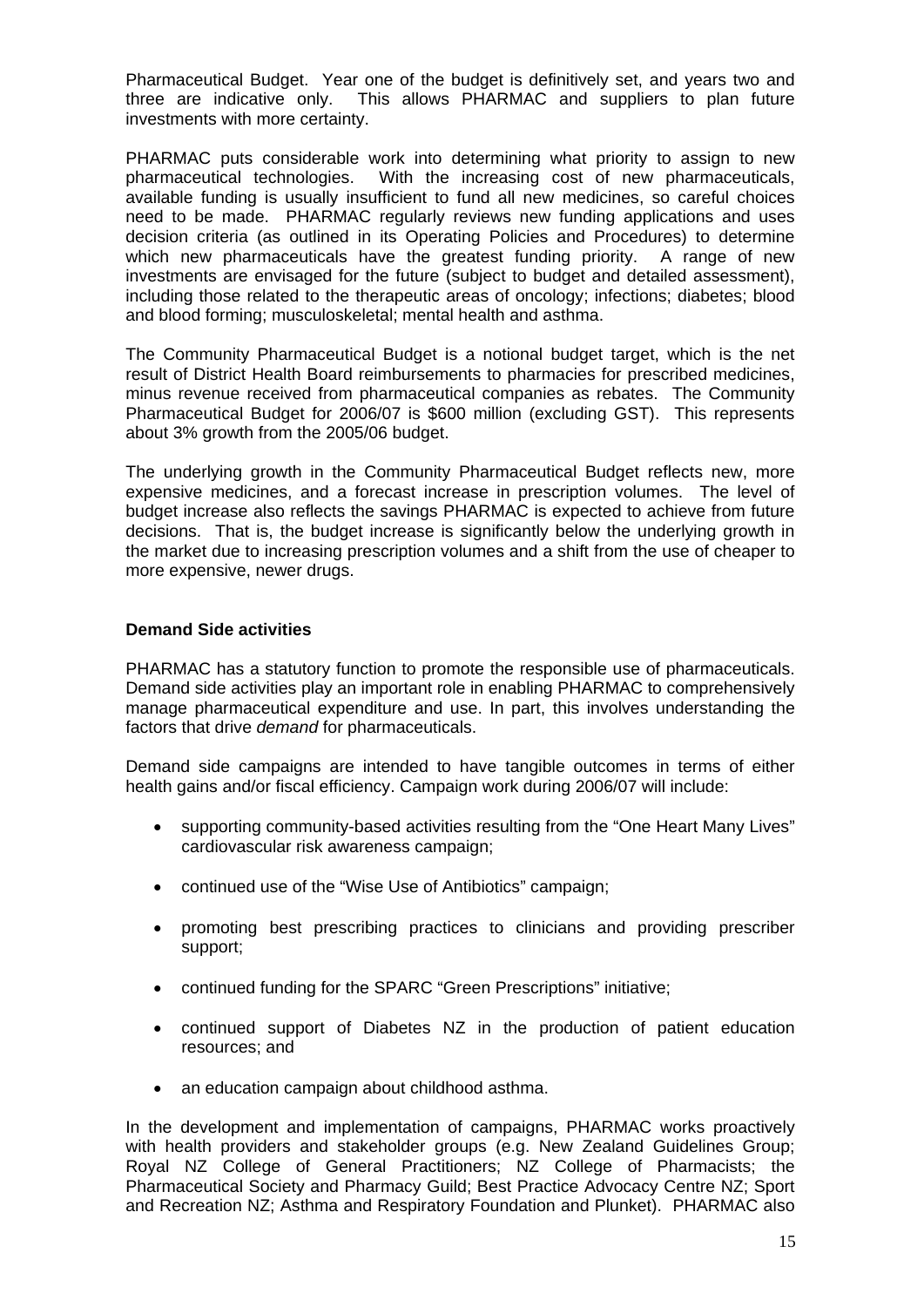Pharmaceutical Budget. Year one of the budget is definitively set, and years two and three are indicative only. This allows PHARMAC and suppliers to plan future investments with more certainty.

PHARMAC puts considerable work into determining what priority to assign to new pharmaceutical technologies. With the increasing cost of new pharmaceuticals, available funding is usually insufficient to fund all new medicines, so careful choices need to be made. PHARMAC regularly reviews new funding applications and uses decision criteria (as outlined in its Operating Policies and Procedures) to determine which new pharmaceuticals have the greatest funding priority. A range of new investments are envisaged for the future (subject to budget and detailed assessment), including those related to the therapeutic areas of oncology; infections; diabetes; blood and blood forming; musculoskeletal; mental health and asthma.

The Community Pharmaceutical Budget is a notional budget target, which is the net result of District Health Board reimbursements to pharmacies for prescribed medicines, minus revenue received from pharmaceutical companies as rebates. The Community Pharmaceutical Budget for 2006/07 is $600 million (excluding GST). This represents about 3% growth from the 2005/06 budget.

The underlying growth in the Community Pharmaceutical Budget reflects new, more expensive medicines, and a forecast increase in prescription volumes. The level of budget increase also reflects the savings PHARMAC is expected to achieve from future decisions. That is, the budget increase is significantly below the underlying growth in the market due to increasing prescription volumes and a shift from the use of cheaper to more expensive, newer drugs.

**Demand Side activities**

PHARMAC has a statutory function to promote the responsible use of pharmaceuticals. Demand side activities play an important role in enabling PHARMAC to comprehensively manage pharmaceutical expenditure and use. In part, this involves understanding the factors that drive *demand* for pharmaceuticals.

Demand side campaigns are intended to have tangible outcomes in terms of either health gains and/or fiscal efficiency. Campaign work during 2006/07 will include:

- supporting community-based activities resulting from the "One Heart Many Lives" cardiovascular risk awareness campaign;
- continued use of the "Wise Use of Antibiotics" campaign;
- promoting best prescribing practices to clinicians and providing prescriber support;
- continued funding for the SPARC "Green Prescriptions" initiative;
- continued support of Diabetes NZ in the production of patient education resources; and
- an education campaign about childhood asthma.

In the development and implementation of campaigns, PHARMAC works proactively with health providers and stakeholder groups (e.g. New Zealand Guidelines Group; Royal NZ College of General Practitioners; NZ College of Pharmacists; the Pharmaceutical Society and Pharmacy Guild; Best Practice Advocacy Centre NZ; Sport and Recreation NZ; Asthma and Respiratory Foundation and Plunket). PHARMAC also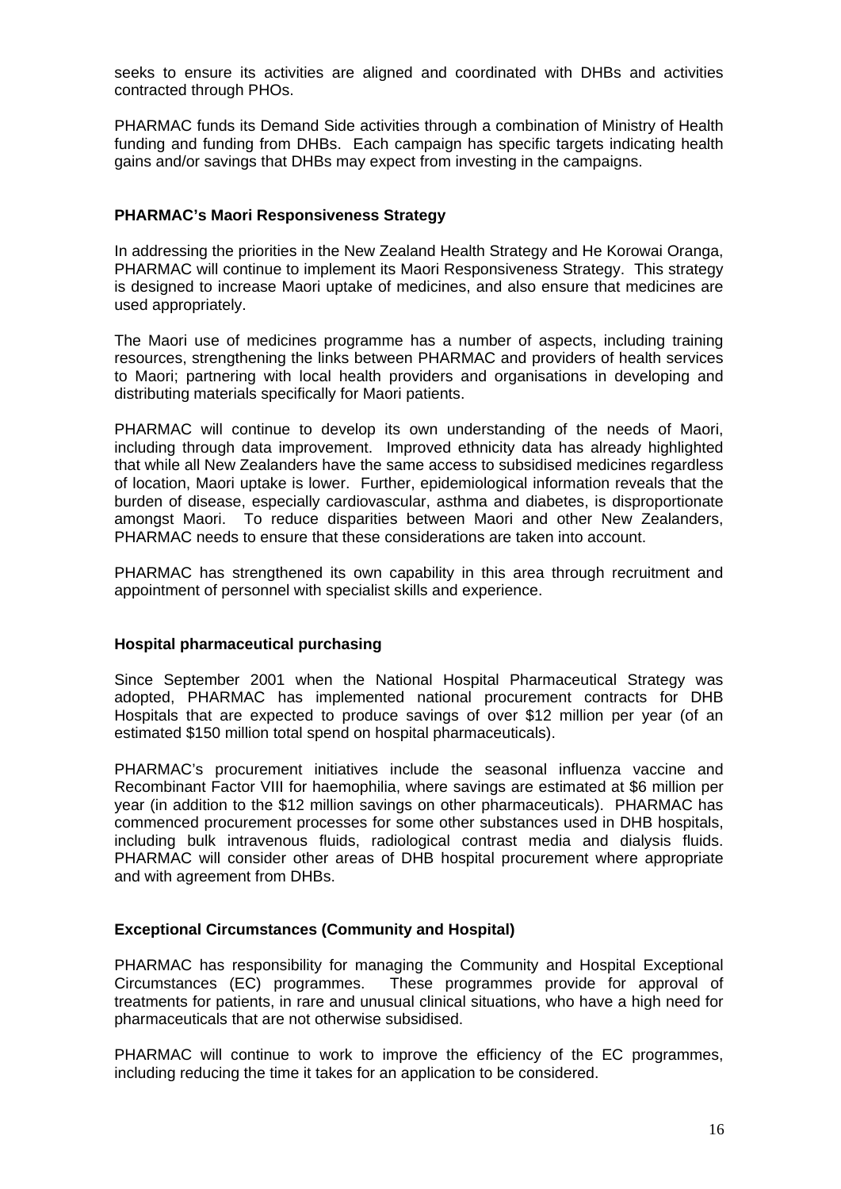seeks to ensure its activities are aligned and coordinated with DHBs and activities contracted through PHOs.

PHARMAC funds its Demand Side activities through a combination of Ministry of Health funding and funding from DHBs. Each campaign has specific targets indicating health gains and/or savings that DHBs may expect from investing in the campaigns.

### PHARMAC's Maori Responsiveness Strategy

In addressing the priorities in the New Zealand Health Strategy and He Korowai Oranga, PHARMAC will continue to implement its Maori Responsiveness Strategy. This strategy is designed to increase Maori uptake of medicines, and also ensure that medicines are used appropriately.

The Maori use of medicines programme has a number of aspects, including training resources, strengthening the links between PHARMAC and providers of health services to Maori; partnering with local health providers and organisations in developing and distributing materials specifically for Maori patients.

PHARMAC will continue to develop its own understanding of the needs of Maori, including through data improvement. Improved ethnicity data has already highlighted that while all New Zealanders have the same access to subsidised medicines regardless of location, Maori uptake is lower. Further, epidemiological information reveals that the burden of disease, especially cardiovascular, asthma and diabetes, is disproportionate amongst Maori. To reduce disparities between Maori and other New Zealanders, PHARMAC needs to ensure that these considerations are taken into account.

PHARMAC has strengthened its own capability in this area through recruitment and appointment of personnel with specialist skills and experience.

### Hospital pharmaceutical purchasing

Since September 2001 when the National Hospital Pharmaceutical Strategy was adopted, PHARMAC has implemented national procurement contracts for DHB Hospitals that are expected to produce savings of over $12 million per year (of an estimated $150 million total spend on hospital pharmaceuticals).

PHARMAC's procurement initiatives include the seasonal influenza vaccine and Recombinant Factor VIII for haemophilia, where savings are estimated at $6 million per year (in addition to the $12 million savings on other pharmaceuticals). PHARMAC has commenced procurement processes for some other substances used in DHB hospitals, including bulk intravenous fluids, radiological contrast media and dialysis fluids. PHARMAC will consider other areas of DHB hospital procurement where appropriate and with agreement from DHBs.

### Exceptional Circumstances (Community and Hospital)

PHARMAC has responsibility for managing the Community and Hospital Exceptional Circumstances (EC) programmes. These programmes provide for approval of treatments for patients, in rare and unusual clinical situations, who have a high need for pharmaceuticals that are not otherwise subsidised.

PHARMAC will continue to work to improve the efficiency of the EC programmes, including reducing the time it takes for an application to be considered.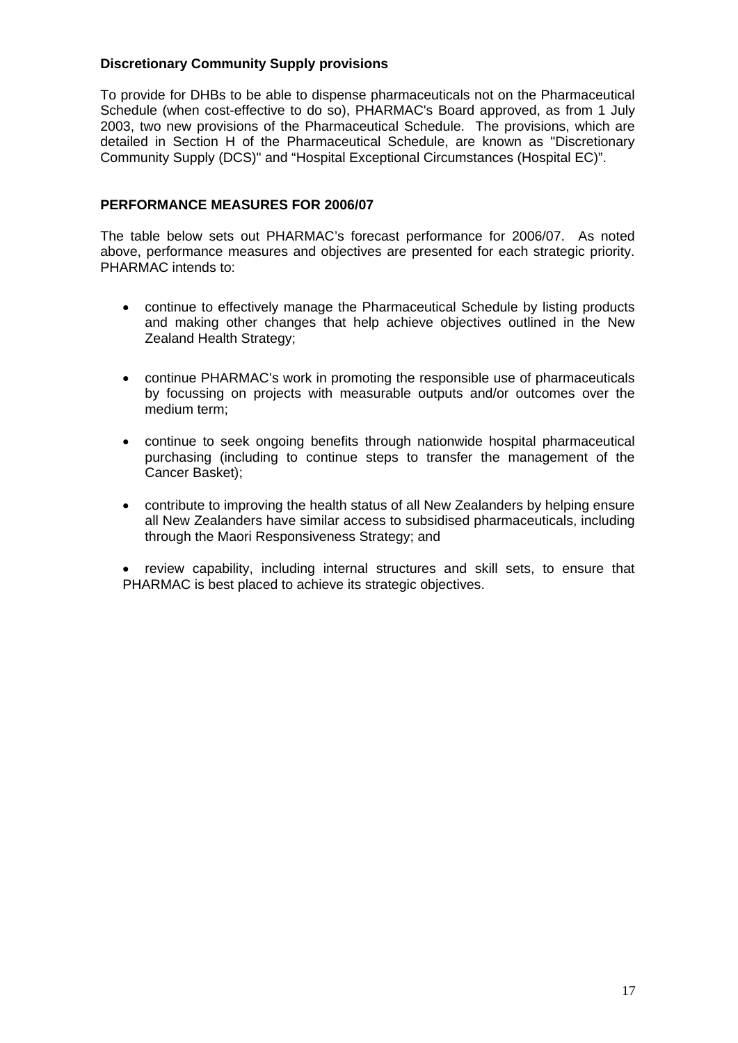**Discretionary Community Supply provisions**

To provide for DHBs to be able to dispense pharmaceuticals not on the Pharmaceutical Schedule (when cost-effective to do so), PHARMAC's Board approved, as from 1 July 2003, two new provisions of the Pharmaceutical Schedule. The provisions, which are detailed in Section H of the Pharmaceutical Schedule, are known as "Discretionary Community Supply (DCS)" and "Hospital Exceptional Circumstances (Hospital EC)".

## PERFORMANCE MEASURES FOR 2006/07

The table below sets out PHARMAC's forecast performance for 2006/07. As noted above, performance measures and objectives are presented for each strategic priority. PHARMAC intends to:

- continue to effectively manage the Pharmaceutical Schedule by listing products and making other changes that help achieve objectives outlined in the New Zealand Health Strategy;
- continue PHARMAC's work in promoting the responsible use of pharmaceuticals by focussing on projects with measurable outputs and/or outcomes over the medium term;
- continue to seek ongoing benefits through nationwide hospital pharmaceutical purchasing (including to continue steps to transfer the management of the Cancer Basket);
- contribute to improving the health status of all New Zealanders by helping ensure all New Zealanders have similar access to subsidised pharmaceuticals, including through the Maori Responsiveness Strategy; and
- review capability, including internal structures and skill sets, to ensure that PHARMAC is best placed to achieve its strategic objectives.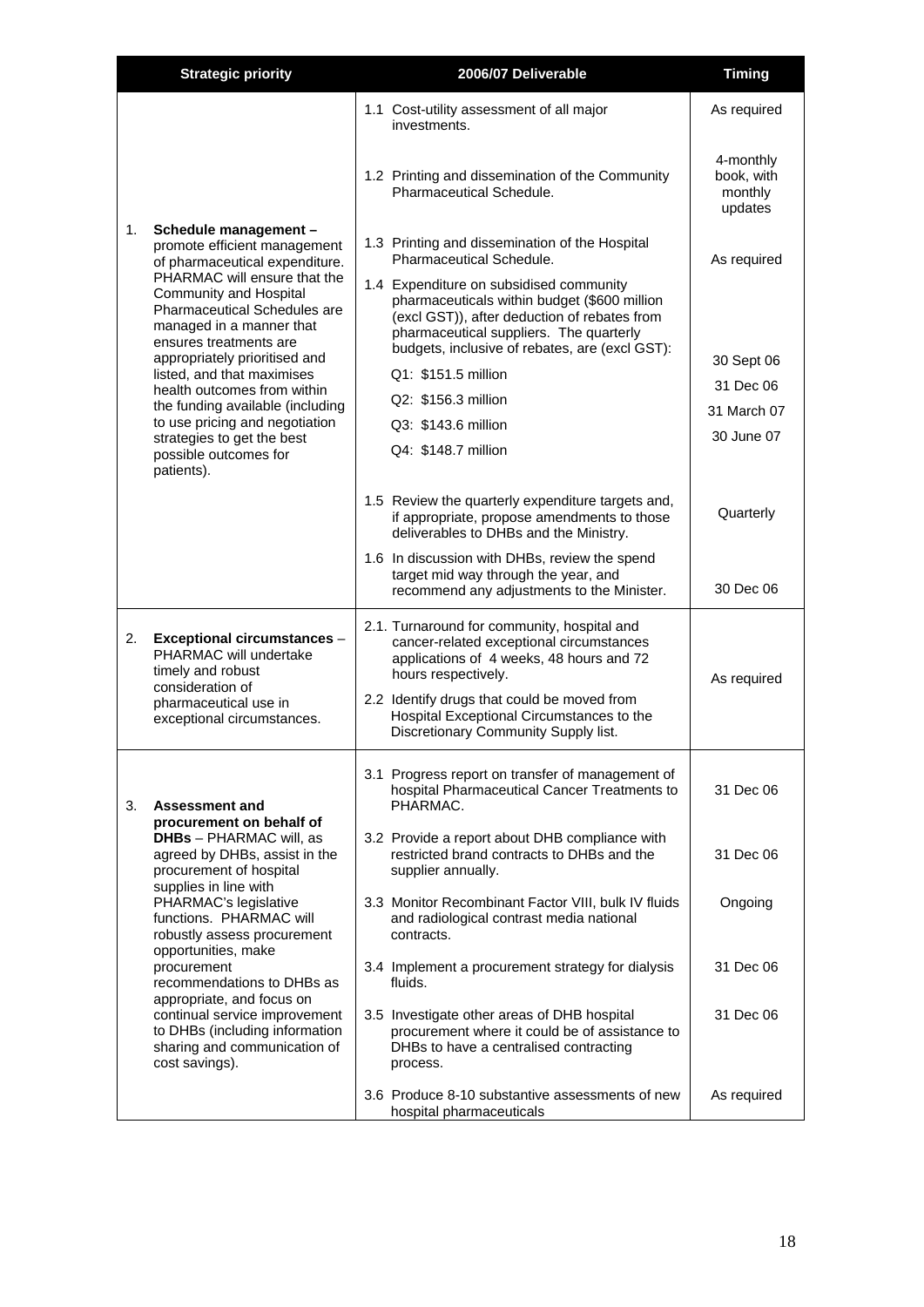| Strategic priority | 2006/07 Deliverable | Timing |
|---|---|---|
| 1. **Schedule management –** promote efficient management of pharmaceutical expenditure. PHARMAC will ensure that the Community and Hospital Pharmaceutical Schedules are managed in a manner that ensures treatments are appropriately prioritised and listed, and that maximises health outcomes from within the funding available (including to use pricing and negotiation strategies to get the best possible outcomes for patients). | 1.1 Cost-utility assessment of all major investments. | As required |
| | 1.2 Printing and dissemination of the Community Pharmaceutical Schedule. | 4-monthly book, with monthly updates |
| | 1.3 Printing and dissemination of the Hospital Pharmaceutical Schedule. | As required |
| | 1.4 Expenditure on subsidised community pharmaceuticals within budget ($600 million (excl GST)), after deduction of rebates from pharmaceutical suppliers. The quarterly budgets, inclusive of rebates, are (excl GST): | |
| | Q1: $151.5 million | 30 Sept 06 |
| | Q2: $156.3 million | 31 Dec 06 |
| | Q3: $143.6 million | 31 March 07 |
| | Q4: $148.7 million | 30 June 07 |
| | 1.5 Review the quarterly expenditure targets and, if appropriate, propose amendments to those deliverables to DHBs and the Ministry. | Quarterly |
| | 1.6 In discussion with DHBs, review the spend target mid way through the year, and recommend any adjustments to the Minister. | 30 Dec 06 |
| 2. **Exceptional circumstances** – PHARMAC will undertake timely and robust consideration of pharmaceutical use in exceptional circumstances. | 2.1. Turnaround for community, hospital and cancer-related exceptional circumstances applications of 4 weeks, 48 hours and 72 hours respectively. | As required |
| | 2.2 Identify drugs that could be moved from Hospital Exceptional Circumstances to the Discretionary Community Supply list. | |
| 3. **Assessment and procurement on behalf of DHBs** – PHARMAC will, as agreed by DHBs, assist in the procurement of hospital supplies in line with PHARMAC's legislative functions. PHARMAC will robustly assess procurement opportunities, make procurement recommendations to DHBs as appropriate, and focus on continual service improvement to DHBs (including information sharing and communication of cost savings). | 3.1 Progress report on transfer of management of hospital Pharmaceutical Cancer Treatments to PHARMAC. | 31 Dec 06 |
| | 3.2 Provide a report about DHB compliance with restricted brand contracts to DHBs and the supplier annually. | 31 Dec 06 |
| | 3.3 Monitor Recombinant Factor VIII, bulk IV fluids and radiological contrast media national contracts. | Ongoing |
| | 3.4 Implement a procurement strategy for dialysis fluids. | 31 Dec 06 |
| | 3.5 Investigate other areas of DHB hospital procurement where it could be of assistance to DHBs to have a centralised contracting process. | 31 Dec 06 |
| | 3.6 Produce 8-10 substantive assessments of new hospital pharmaceuticals | As required |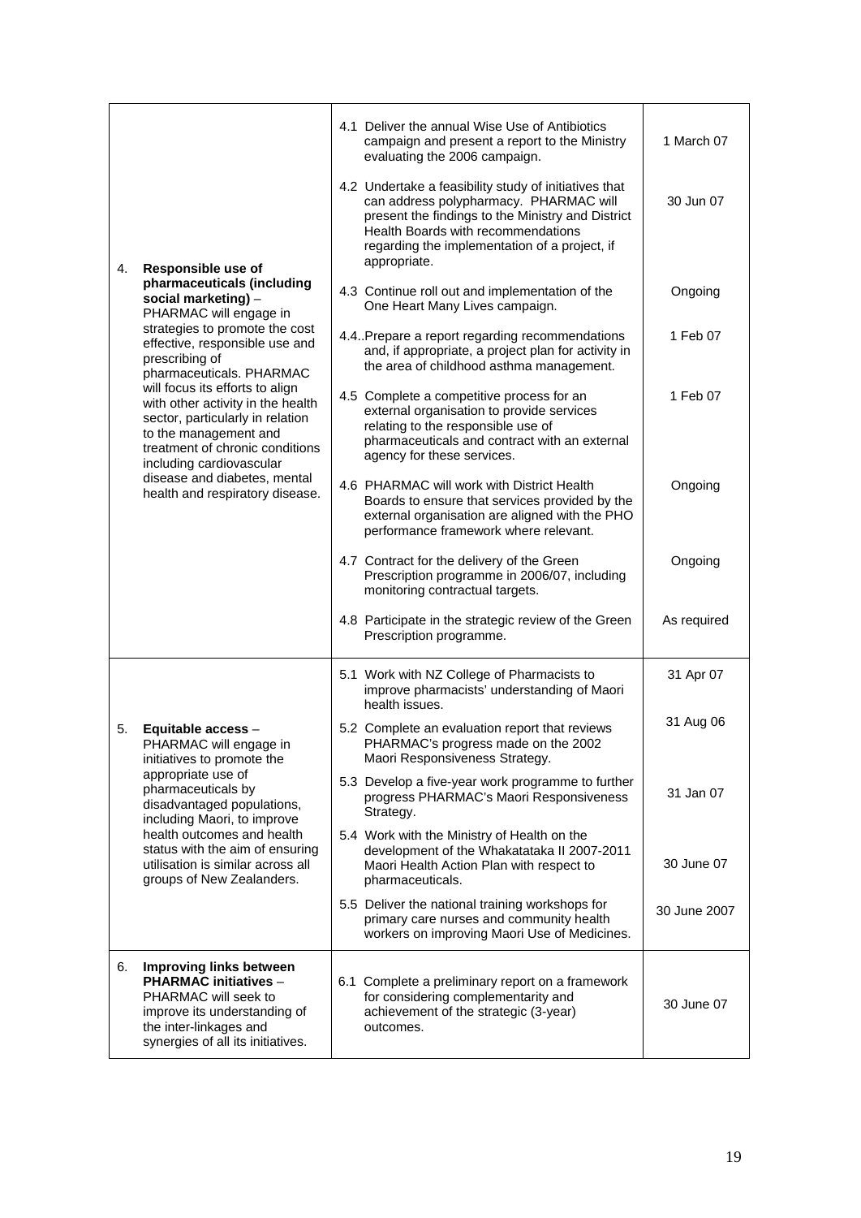| | | |
|---|---|---|
| 4. **Responsible use of pharmaceuticals (including social marketing)** – PHARMAC will engage in strategies to promote the cost effective, responsible use and prescribing of pharmaceuticals. PHARMAC will focus its efforts to align with other activity in the health sector, particularly in relation to the management and treatment of chronic conditions including cardiovascular disease and diabetes, mental health and respiratory disease. | 4.1 Deliver the annual Wise Use of Antibiotics campaign and present a report to the Ministry evaluating the 2006 campaign. | 1 March 07 |
| | 4.2 Undertake a feasibility study of initiatives that can address polypharmacy. PHARMAC will present the findings to the Ministry and District Health Boards with recommendations regarding the implementation of a project, if appropriate. | 30 Jun 07 |
| | 4.3 Continue roll out and implementation of the One Heart Many Lives campaign. | Ongoing |
| | 4.4..Prepare a report regarding recommendations and, if appropriate, a project plan for activity in the area of childhood asthma management. | 1 Feb 07 |
| | 4.5 Complete a competitive process for an external organisation to provide services relating to the responsible use of pharmaceuticals and contract with an external agency for these services. | 1 Feb 07 |
| | 4.6 PHARMAC will work with District Health Boards to ensure that services provided by the external organisation are aligned with the PHO performance framework where relevant. | Ongoing |
| | 4.7 Contract for the delivery of the Green Prescription programme in 2006/07, including monitoring contractual targets. | Ongoing |
| | 4.8 Participate in the strategic review of the Green Prescription programme. | As required |
| 5. **Equitable access** – PHARMAC will engage in initiatives to promote the appropriate use of pharmaceuticals by disadvantaged populations, including Maori, to improve health outcomes and health status with the aim of ensuring utilisation is similar across all groups of New Zealanders. | 5.1 Work with NZ College of Pharmacists to improve pharmacists' understanding of Maori health issues. | 31 Apr 07 |
| | 5.2 Complete an evaluation report that reviews PHARMAC's progress made on the 2002 Maori Responsiveness Strategy. | 31 Aug 06 |
| | 5.3 Develop a five-year work programme to further progress PHARMAC's Maori Responsiveness Strategy. | 31 Jan 07 |
| | 5.4 Work with the Ministry of Health on the development of the Whakatataka II 2007-2011 Maori Health Action Plan with respect to pharmaceuticals. | 30 June 07 |
| | 5.5 Deliver the national training workshops for primary care nurses and community health workers on improving Maori Use of Medicines. | 30 June 2007 |
| 6. **Improving links between PHARMAC initiatives** – PHARMAC will seek to improve its understanding of the inter-linkages and synergies of all its initiatives. | 6.1 Complete a preliminary report on a framework for considering complementarity and achievement of the strategic (3-year) outcomes. | 30 June 07 |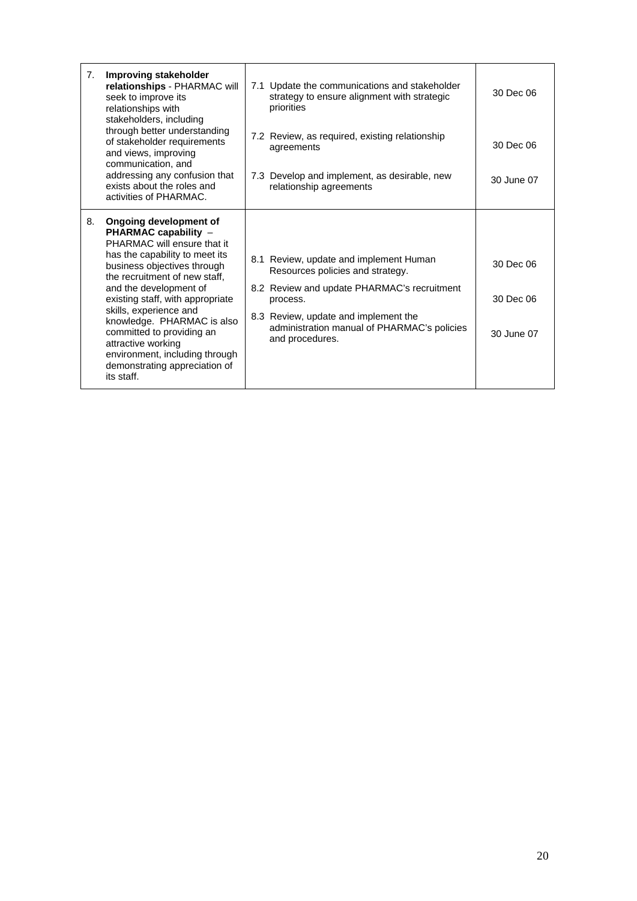| | | | |
|---|---|---|---|
| 7. | **Improving stakeholder relationships** - PHARMAC will seek to improve its relationships with stakeholders, including through better understanding of stakeholder requirements and views, improving communication, and addressing any confusion that exists about the roles and activities of PHARMAC. | 7.1 Update the communications and stakeholder strategy to ensure alignment with strategic priorities<br><br>7.2 Review, as required, existing relationship agreements<br><br>7.3 Develop and implement, as desirable, new relationship agreements | 30 Dec 06<br><br>30 Dec 06<br><br>30 June 07 |
| 8. | **Ongoing development of PHARMAC capability** – PHARMAC will ensure that it has the capability to meet its business objectives through the recruitment of new staff, and the development of existing staff, with appropriate skills, experience and knowledge. PHARMAC is also committed to providing an attractive working environment, including through demonstrating appreciation of its staff. | 8.1 Review, update and implement Human Resources policies and strategy.<br><br>8.2 Review and update PHARMAC's recruitment process.<br><br>8.3 Review, update and implement the administration manual of PHARMAC's policies and procedures. | 30 Dec 06<br><br>30 Dec 06<br><br>30 June 07 |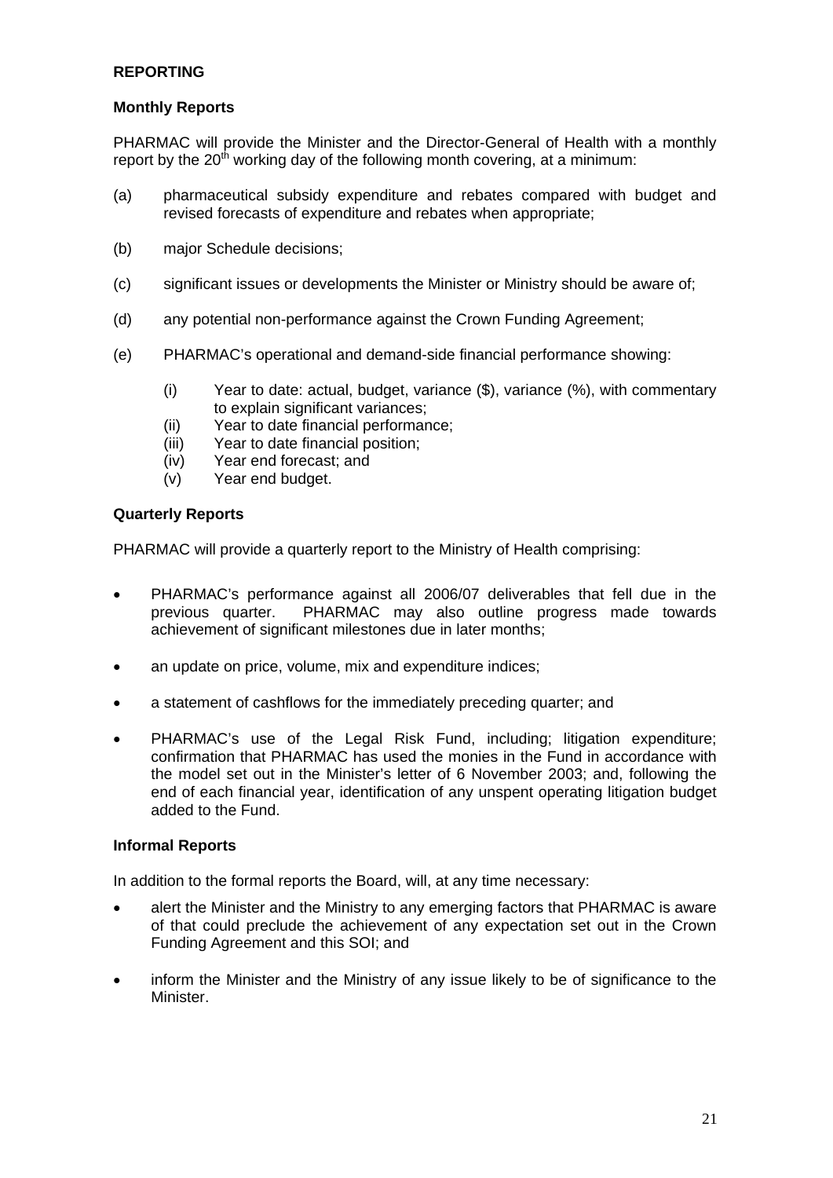## REPORTING

### Monthly Reports

PHARMAC will provide the Minister and the Director-General of Health with a monthly report by the 20th working day of the following month covering, at a minimum:

(a) pharmaceutical subsidy expenditure and rebates compared with budget and revised forecasts of expenditure and rebates when appropriate;

(b) major Schedule decisions;

(c) significant issues or developments the Minister or Ministry should be aware of;

(d) any potential non-performance against the Crown Funding Agreement;

(e) PHARMAC's operational and demand-side financial performance showing:

  (i) Year to date: actual, budget, variance ($), variance (%), with commentary to explain significant variances;
  (ii) Year to date financial performance;
  (iii) Year to date financial position;
  (iv) Year end forecast; and
  (v) Year end budget.

### Quarterly Reports

PHARMAC will provide a quarterly report to the Ministry of Health comprising:

- PHARMAC's performance against all 2006/07 deliverables that fell due in the previous quarter. PHARMAC may also outline progress made towards achievement of significant milestones due in later months;
- an update on price, volume, mix and expenditure indices;
- a statement of cashflows for the immediately preceding quarter; and
- PHARMAC's use of the Legal Risk Fund, including; litigation expenditure; confirmation that PHARMAC has used the monies in the Fund in accordance with the model set out in the Minister's letter of 6 November 2003; and, following the end of each financial year, identification of any unspent operating litigation budget added to the Fund.

### Informal Reports

In addition to the formal reports the Board, will, at any time necessary:

- alert the Minister and the Ministry to any emerging factors that PHARMAC is aware of that could preclude the achievement of any expectation set out in the Crown Funding Agreement and this SOI; and
- inform the Minister and the Ministry of any issue likely to be of significance to the Minister.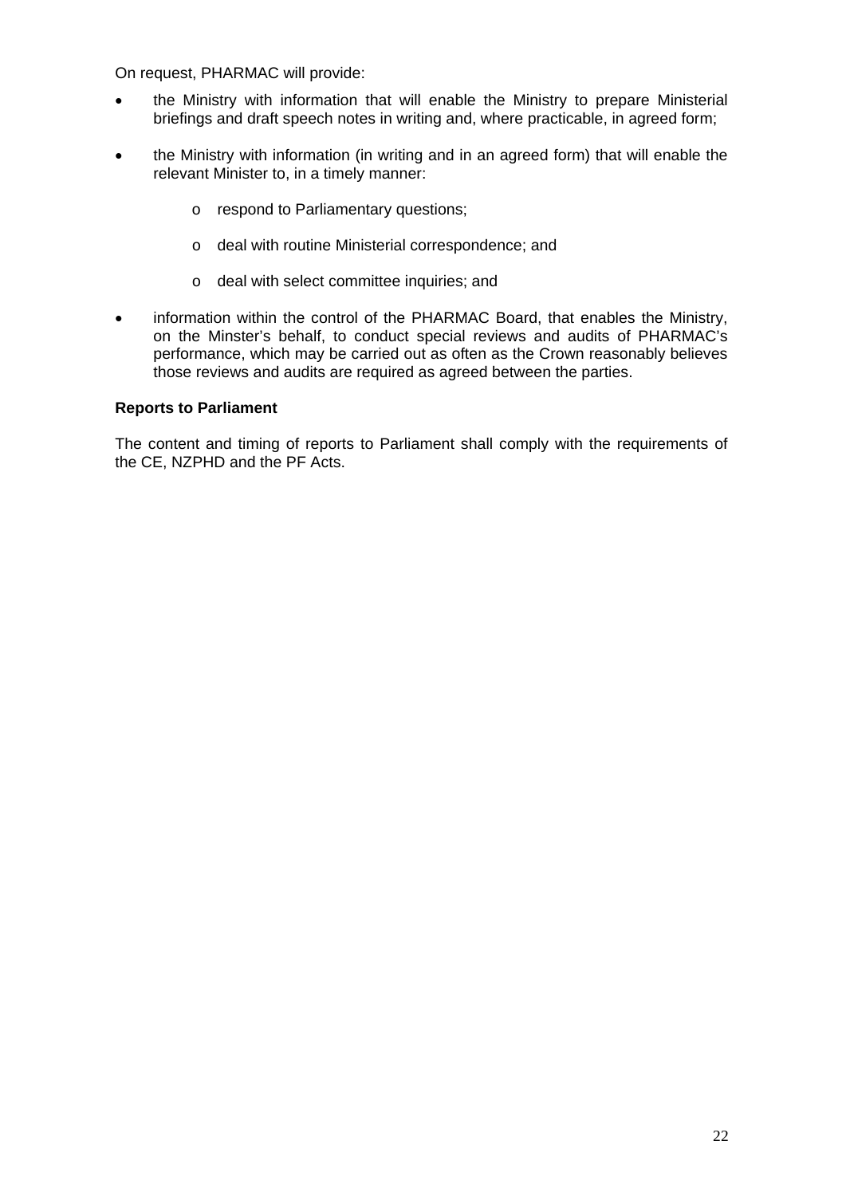On request, PHARMAC will provide:

- the Ministry with information that will enable the Ministry to prepare Ministerial briefings and draft speech notes in writing and, where practicable, in agreed form;
- the Ministry with information (in writing and in an agreed form) that will enable the relevant Minister to, in a timely manner:
  - respond to Parliamentary questions;
  - deal with routine Ministerial correspondence; and
  - deal with select committee inquiries; and
- information within the control of the PHARMAC Board, that enables the Ministry, on the Minster's behalf, to conduct special reviews and audits of PHARMAC's performance, which may be carried out as often as the Crown reasonably believes those reviews and audits are required as agreed between the parties.

**Reports to Parliament**

The content and timing of reports to Parliament shall comply with the requirements of the CE, NZPHD and the PF Acts.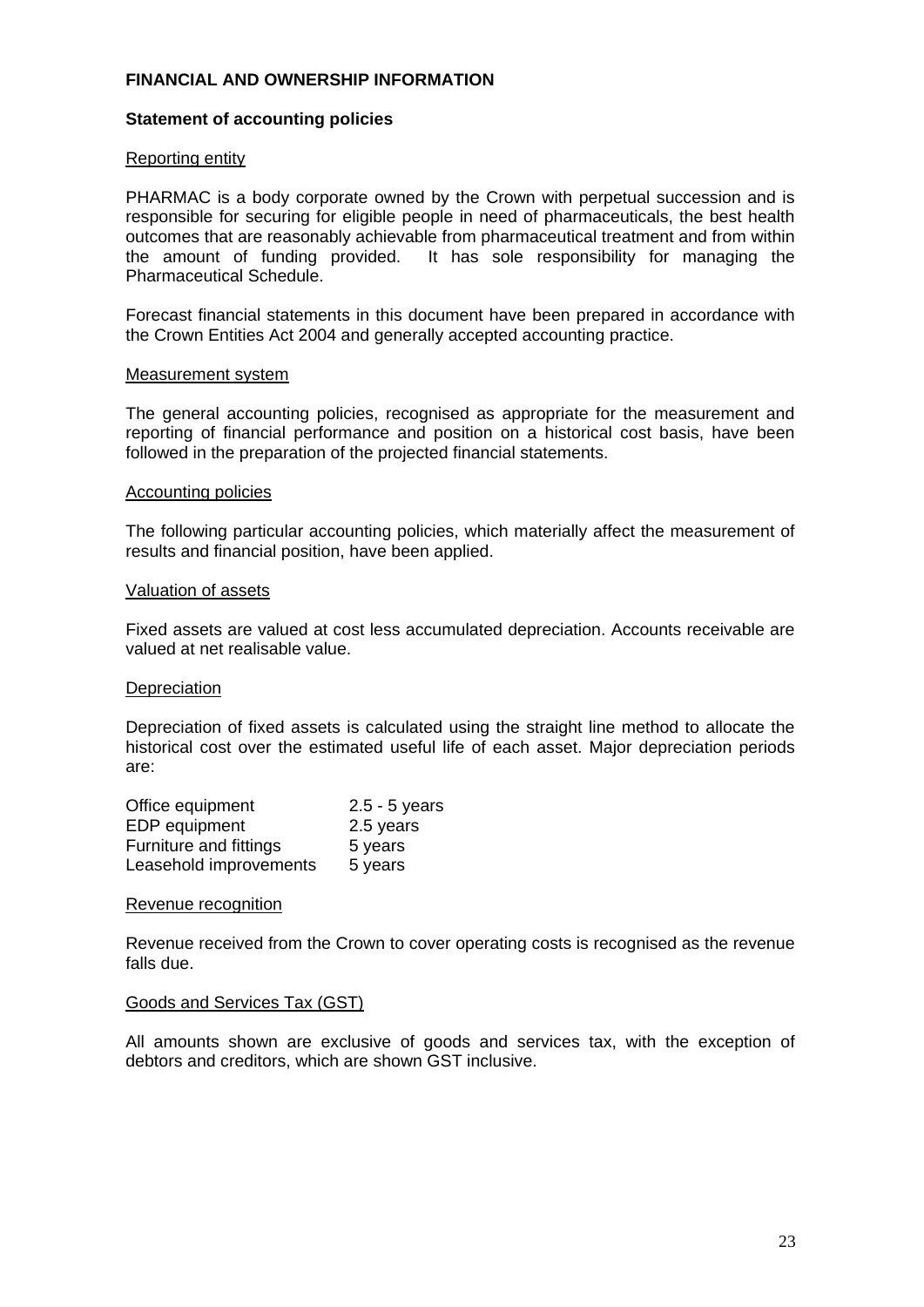## FINANCIAL AND OWNERSHIP INFORMATION

### Statement of accounting policies

Reporting entity

PHARMAC is a body corporate owned by the Crown with perpetual succession and is responsible for securing for eligible people in need of pharmaceuticals, the best health outcomes that are reasonably achievable from pharmaceutical treatment and from within the amount of funding provided. It has sole responsibility for managing the Pharmaceutical Schedule.

Forecast financial statements in this document have been prepared in accordance with the Crown Entities Act 2004 and generally accepted accounting practice.

Measurement system

The general accounting policies, recognised as appropriate for the measurement and reporting of financial performance and position on a historical cost basis, have been followed in the preparation of the projected financial statements.

Accounting policies

The following particular accounting policies, which materially affect the measurement of results and financial position, have been applied.

Valuation of assets

Fixed assets are valued at cost less accumulated depreciation. Accounts receivable are valued at net realisable value.

Depreciation

Depreciation of fixed assets is calculated using the straight line method to allocate the historical cost over the estimated useful life of each asset. Major depreciation periods are:

| | |
|---|---|
| Office equipment | 2.5 - 5 years |
| EDP equipment | 2.5 years |
| Furniture and fittings | 5 years |
| Leasehold improvements | 5 years |

Revenue recognition

Revenue received from the Crown to cover operating costs is recognised as the revenue falls due.

Goods and Services Tax (GST)

All amounts shown are exclusive of goods and services tax, with the exception of debtors and creditors, which are shown GST inclusive.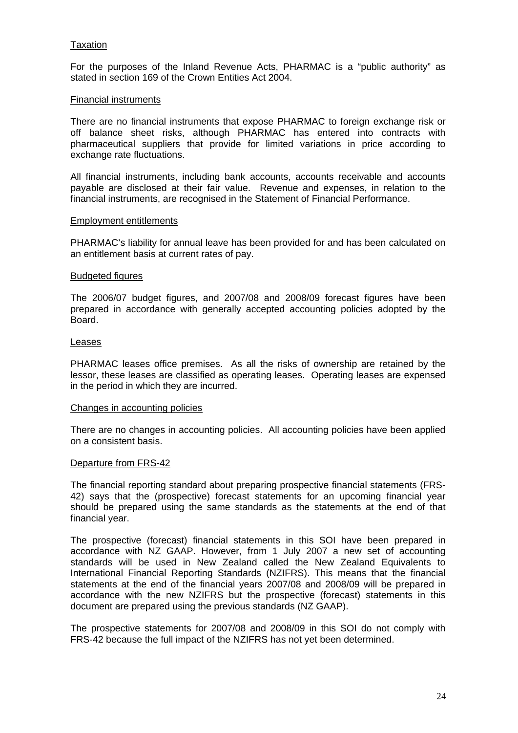<u>Taxation</u>

For the purposes of the Inland Revenue Acts, PHARMAC is a "public authority" as stated in section 169 of the Crown Entities Act 2004.

<u>Financial instruments</u>

There are no financial instruments that expose PHARMAC to foreign exchange risk or off balance sheet risks, although PHARMAC has entered into contracts with pharmaceutical suppliers that provide for limited variations in price according to exchange rate fluctuations.

All financial instruments, including bank accounts, accounts receivable and accounts payable are disclosed at their fair value. Revenue and expenses, in relation to the financial instruments, are recognised in the Statement of Financial Performance.

<u>Employment entitlements</u>

PHARMAC's liability for annual leave has been provided for and has been calculated on an entitlement basis at current rates of pay.

<u>Budgeted figures</u>

The 2006/07 budget figures, and 2007/08 and 2008/09 forecast figures have been prepared in accordance with generally accepted accounting policies adopted by the Board.

<u>Leases</u>

PHARMAC leases office premises. As all the risks of ownership are retained by the lessor, these leases are classified as operating leases. Operating leases are expensed in the period in which they are incurred.

<u>Changes in accounting policies</u>

There are no changes in accounting policies. All accounting policies have been applied on a consistent basis.

<u>Departure from FRS-42</u>

The financial reporting standard about preparing prospective financial statements (FRS-42) says that the (prospective) forecast statements for an upcoming financial year should be prepared using the same standards as the statements at the end of that financial year.

The prospective (forecast) financial statements in this SOI have been prepared in accordance with NZ GAAP. However, from 1 July 2007 a new set of accounting standards will be used in New Zealand called the New Zealand Equivalents to International Financial Reporting Standards (NZIFRS). This means that the financial statements at the end of the financial years 2007/08 and 2008/09 will be prepared in accordance with the new NZIFRS but the prospective (forecast) statements in this document are prepared using the previous standards (NZ GAAP).

The prospective statements for 2007/08 and 2008/09 in this SOI do not comply with FRS-42 because the full impact of the NZIFRS has not yet been determined.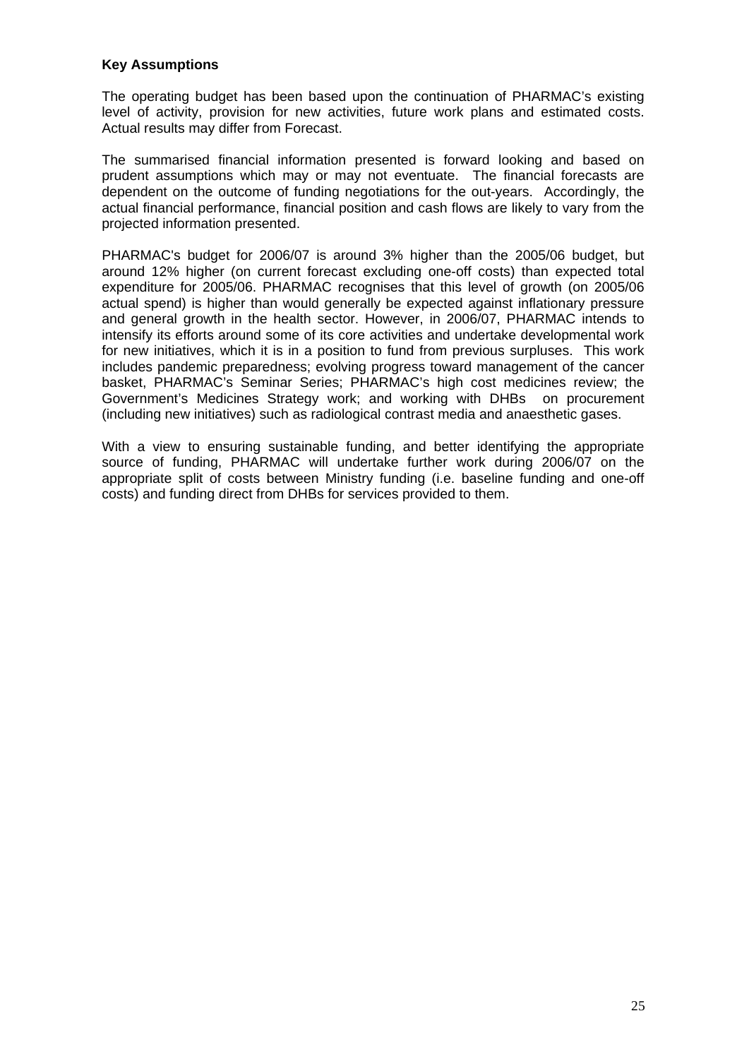**Key Assumptions**

The operating budget has been based upon the continuation of PHARMAC's existing level of activity, provision for new activities, future work plans and estimated costs. Actual results may differ from Forecast.

The summarised financial information presented is forward looking and based on prudent assumptions which may or may not eventuate. The financial forecasts are dependent on the outcome of funding negotiations for the out-years. Accordingly, the actual financial performance, financial position and cash flows are likely to vary from the projected information presented.

PHARMAC's budget for 2006/07 is around 3% higher than the 2005/06 budget, but around 12% higher (on current forecast excluding one-off costs) than expected total expenditure for 2005/06. PHARMAC recognises that this level of growth (on 2005/06 actual spend) is higher than would generally be expected against inflationary pressure and general growth in the health sector. However, in 2006/07, PHARMAC intends to intensify its efforts around some of its core activities and undertake developmental work for new initiatives, which it is in a position to fund from previous surpluses. This work includes pandemic preparedness; evolving progress toward management of the cancer basket, PHARMAC's Seminar Series; PHARMAC's high cost medicines review; the Government's Medicines Strategy work; and working with DHBs on procurement (including new initiatives) such as radiological contrast media and anaesthetic gases.

With a view to ensuring sustainable funding, and better identifying the appropriate source of funding, PHARMAC will undertake further work during 2006/07 on the appropriate split of costs between Ministry funding (i.e. baseline funding and one-off costs) and funding direct from DHBs for services provided to them.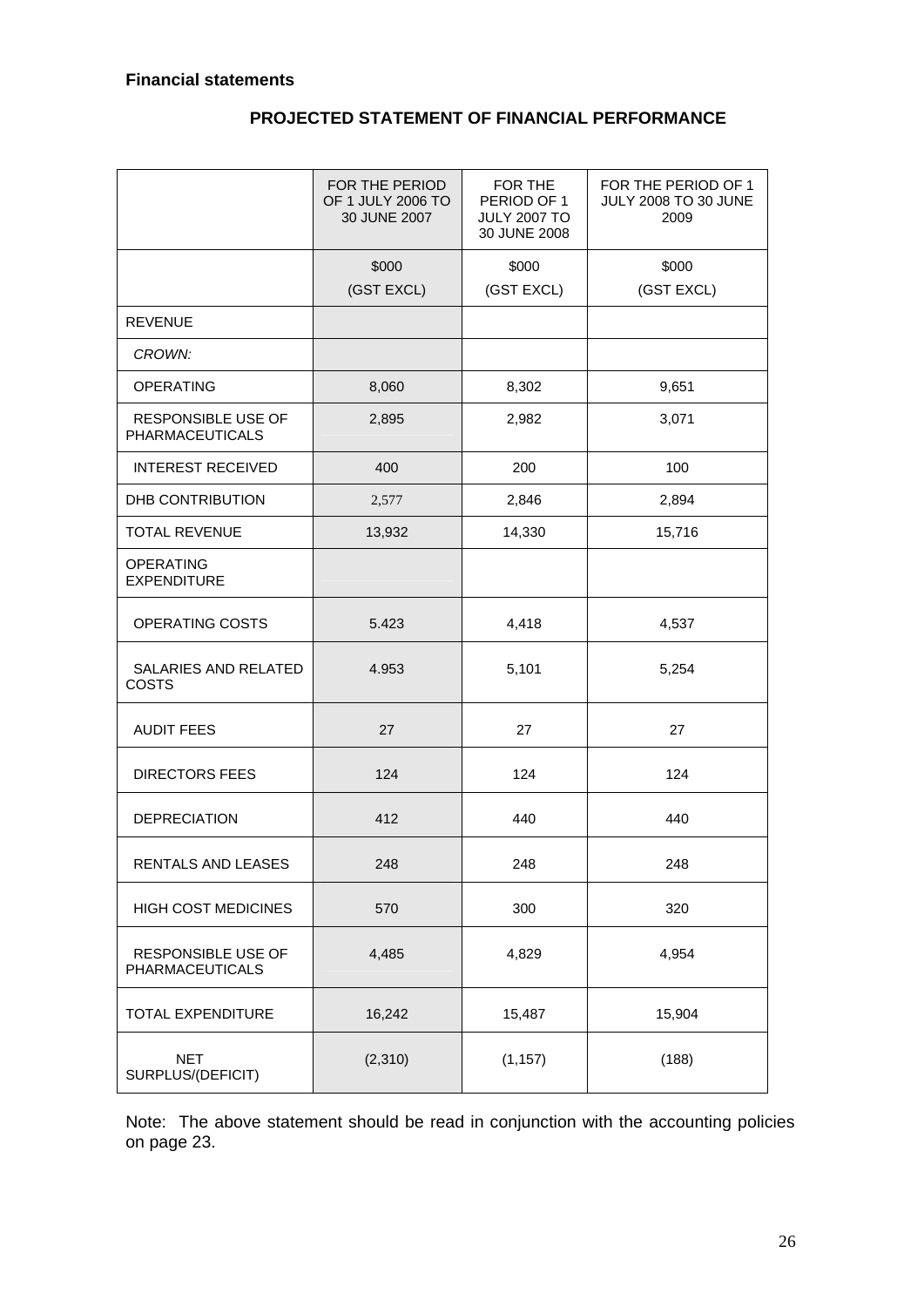**Financial statements**

## PROJECTED STATEMENT OF FINANCIAL PERFORMANCE

| | FOR THE PERIOD OF 1 JULY 2006 TO 30 JUNE 2007 | FOR THE PERIOD OF 1 JULY 2007 TO 30 JUNE 2008 | FOR THE PERIOD OF 1 JULY 2008 TO 30 JUNE 2009 |
|---|---|---|---|
| | $000 (GST EXCL) | $000 (GST EXCL) | $000 (GST EXCL) |
| REVENUE | | | |
| *CROWN:* | | | |
| OPERATING | 8,060 | 8,302 | 9,651 |
| RESPONSIBLE USE OF PHARMACEUTICALS | 2,895 | 2,982 | 3,071 |
| INTEREST RECEIVED | 400 | 200 | 100 |
| DHB CONTRIBUTION | 2,577 | 2,846 | 2,894 |
| TOTAL REVENUE | 13,932 | 14,330 | 15,716 |
| OPERATING EXPENDITURE | | | |
| OPERATING COSTS | 5.423 | 4,418 | 4,537 |
| SALARIES AND RELATED COSTS | 4.953 | 5,101 | 5,254 |
| AUDIT FEES | 27 | 27 | 27 |
| DIRECTORS FEES | 124 | 124 | 124 |
| DEPRECIATION | 412 | 440 | 440 |
| RENTALS AND LEASES | 248 | 248 | 248 |
| HIGH COST MEDICINES | 570 | 300 | 320 |
| RESPONSIBLE USE OF PHARMACEUTICALS | 4,485 | 4,829 | 4,954 |
| TOTAL EXPENDITURE | 16,242 | 15,487 | 15,904 |
| NET SURPLUS/(DEFICIT) | (2,310) | (1,157) | (188) |

Note: The above statement should be read in conjunction with the accounting policies on page 23.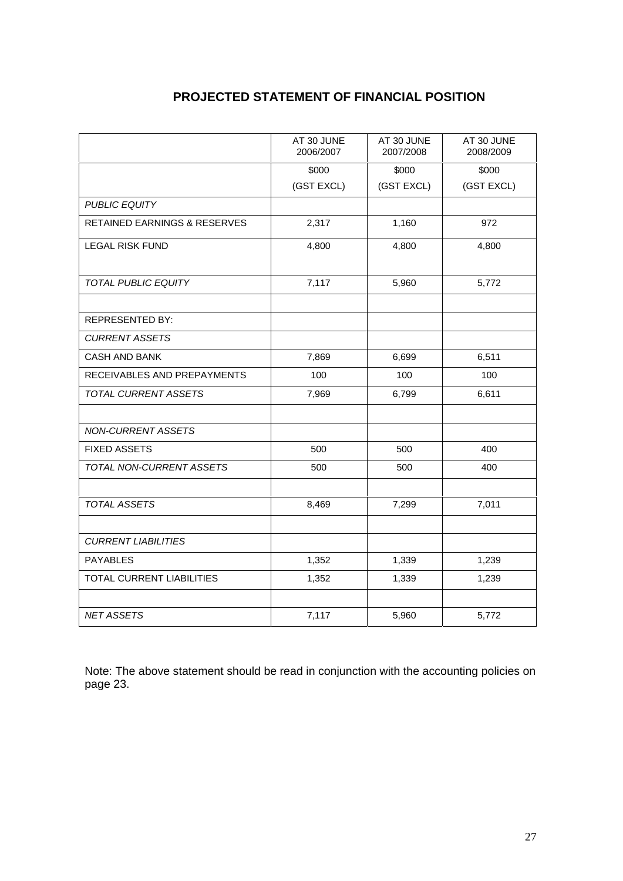## PROJECTED STATEMENT OF FINANCIAL POSITION

| | AT 30 JUNE 2006/2007 | AT 30 JUNE 2007/2008 | AT 30 JUNE 2008/2009 |
|---|---|---|---|
| | $000 (GST EXCL) | $000 (GST EXCL) | $000 (GST EXCL) |
| *PUBLIC EQUITY* | | | |
| RETAINED EARNINGS & RESERVES | 2,317 | 1,160 | 972 |
| LEGAL RISK FUND | 4,800 | 4,800 | 4,800 |
| *TOTAL PUBLIC EQUITY* | 7,117 | 5,960 | 5,772 |
| | | | |
| REPRESENTED BY: | | | |
| *CURRENT ASSETS* | | | |
| CASH AND BANK | 7,869 | 6,699 | 6,511 |
| RECEIVABLES AND PREPAYMENTS | 100 | 100 | 100 |
| *TOTAL CURRENT ASSETS* | 7,969 | 6,799 | 6,611 |
| | | | |
| *NON-CURRENT ASSETS* | | | |
| FIXED ASSETS | 500 | 500 | 400 |
| *TOTAL NON-CURRENT ASSETS* | 500 | 500 | 400 |
| | | | |
| *TOTAL ASSETS* | 8,469 | 7,299 | 7,011 |
| | | | |
| *CURRENT LIABILITIES* | | | |
| PAYABLES | 1,352 | 1,339 | 1,239 |
| TOTAL CURRENT LIABILITIES | 1,352 | 1,339 | 1,239 |
| | | | |
| *NET ASSETS* | 7,117 | 5,960 | 5,772 |

Note: The above statement should be read in conjunction with the accounting policies on page 23.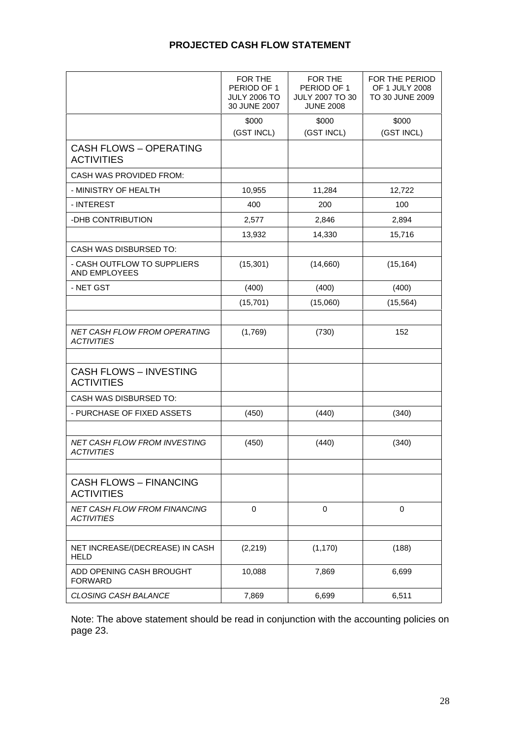# PROJECTED CASH FLOW STATEMENT

| | FOR THE PERIOD OF 1 JULY 2006 TO 30 JUNE 2007 | FOR THE PERIOD OF 1 JULY 2007 TO 30 JUNE 2008 | FOR THE PERIOD OF 1 JULY 2008 TO 30 JUNE 2009 |
|---|---|---|---|
| | $000<br>(GST INCL) | $000<br>(GST INCL) | $000<br>(GST INCL) |
| CASH FLOWS – OPERATING ACTIVITIES | | | |
| CASH WAS PROVIDED FROM: | | | |
| - MINISTRY OF HEALTH | 10,955 | 11,284 | 12,722 |
| - INTEREST | 400 | 200 | 100 |
| -DHB CONTRIBUTION | 2,577 | 2,846 | 2,894 |
| | 13,932 | 14,330 | 15,716 |
| CASH WAS DISBURSED TO: | | | |
| - CASH OUTFLOW TO SUPPLIERS AND EMPLOYEES | (15,301) | (14,660) | (15,164) |
| - NET GST | (400) | (400) | (400) |
| | (15,701) | (15,060) | (15,564) |
| | | | |
| *NET CASH FLOW FROM OPERATING ACTIVITIES* | (1,769) | (730) | 152 |
| | | | |
| CASH FLOWS – INVESTING ACTIVITIES | | | |
| CASH WAS DISBURSED TO: | | | |
| - PURCHASE OF FIXED ASSETS | (450) | (440) | (340) |
| | | | |
| *NET CASH FLOW FROM INVESTING ACTIVITIES* | (450) | (440) | (340) |
| | | | |
| CASH FLOWS – FINANCING ACTIVITIES | | | |
| *NET CASH FLOW FROM FINANCING ACTIVITIES* | 0 | 0 | 0 |
| | | | |
| NET INCREASE/(DECREASE) IN CASH HELD | (2,219) | (1,170) | (188) |
| ADD OPENING CASH BROUGHT FORWARD | 10,088 | 7,869 | 6,699 |
| *CLOSING CASH BALANCE* | 7,869 | 6,699 | 6,511 |

Note: The above statement should be read in conjunction with the accounting policies on page 23.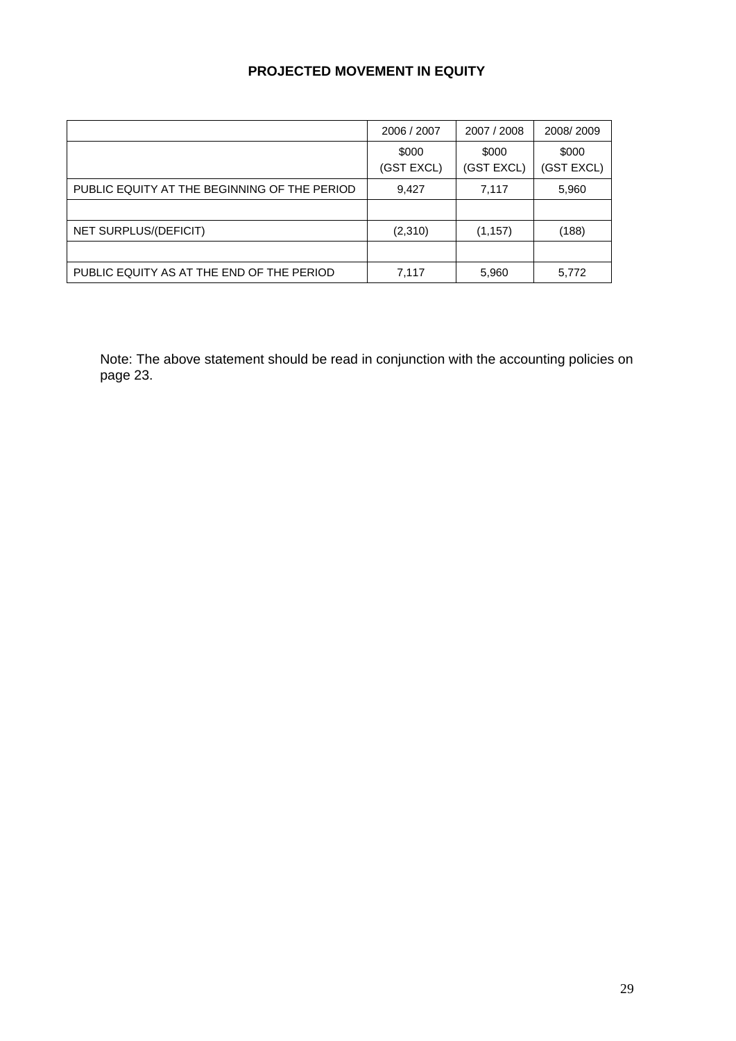## PROJECTED MOVEMENT IN EQUITY

| | 2006 / 2007 | 2007 / 2008 | 2008/ 2009 |
|---|---|---|---|
| | $000 (GST EXCL) | $000 (GST EXCL) | $000 (GST EXCL) |
| PUBLIC EQUITY AT THE BEGINNING OF THE PERIOD | 9,427 | 7,117 | 5,960 |
| | | | |
| NET SURPLUS/(DEFICIT) | (2,310) | (1,157) | (188) |
| | | | |
| PUBLIC EQUITY AS AT THE END OF THE PERIOD | 7,117 | 5,960 | 5,772 |

Note: The above statement should be read in conjunction with the accounting policies on page 23.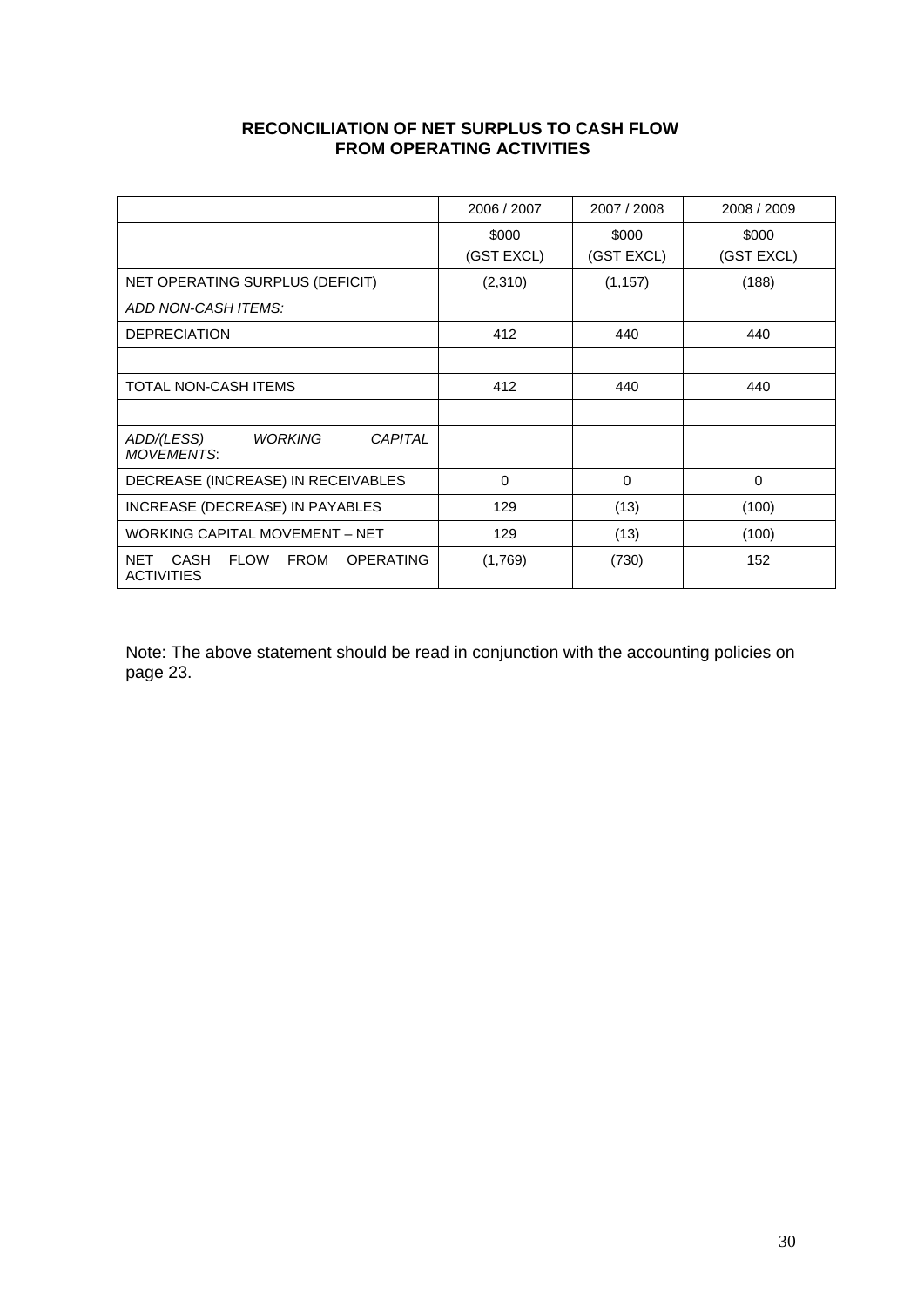## RECONCILIATION OF NET SURPLUS TO CASH FLOW FROM OPERATING ACTIVITIES

| | 2006 / 2007 | 2007 / 2008 | 2008 / 2009 |
|---|---|---|---|
| | $000 (GST EXCL) | $000 (GST EXCL) | $000 (GST EXCL) |
| NET OPERATING SURPLUS (DEFICIT) | (2,310) | (1,157) | (188) |
| *ADD NON-CASH ITEMS:* | | | |
| DEPRECIATION | 412 | 440 | 440 |
| | | | |
| TOTAL NON-CASH ITEMS | 412 | 440 | 440 |
| | | | |
| *ADD/(LESS) WORKING CAPITAL MOVEMENTS*: | | | |
| DECREASE (INCREASE) IN RECEIVABLES | 0 | 0 | 0 |
| INCREASE (DECREASE) IN PAYABLES | 129 | (13) | (100) |
| WORKING CAPITAL MOVEMENT – NET | 129 | (13) | (100) |
| NET CASH FLOW FROM OPERATING ACTIVITIES | (1,769) | (730) | 152 |

Note: The above statement should be read in conjunction with the accounting policies on page 23.